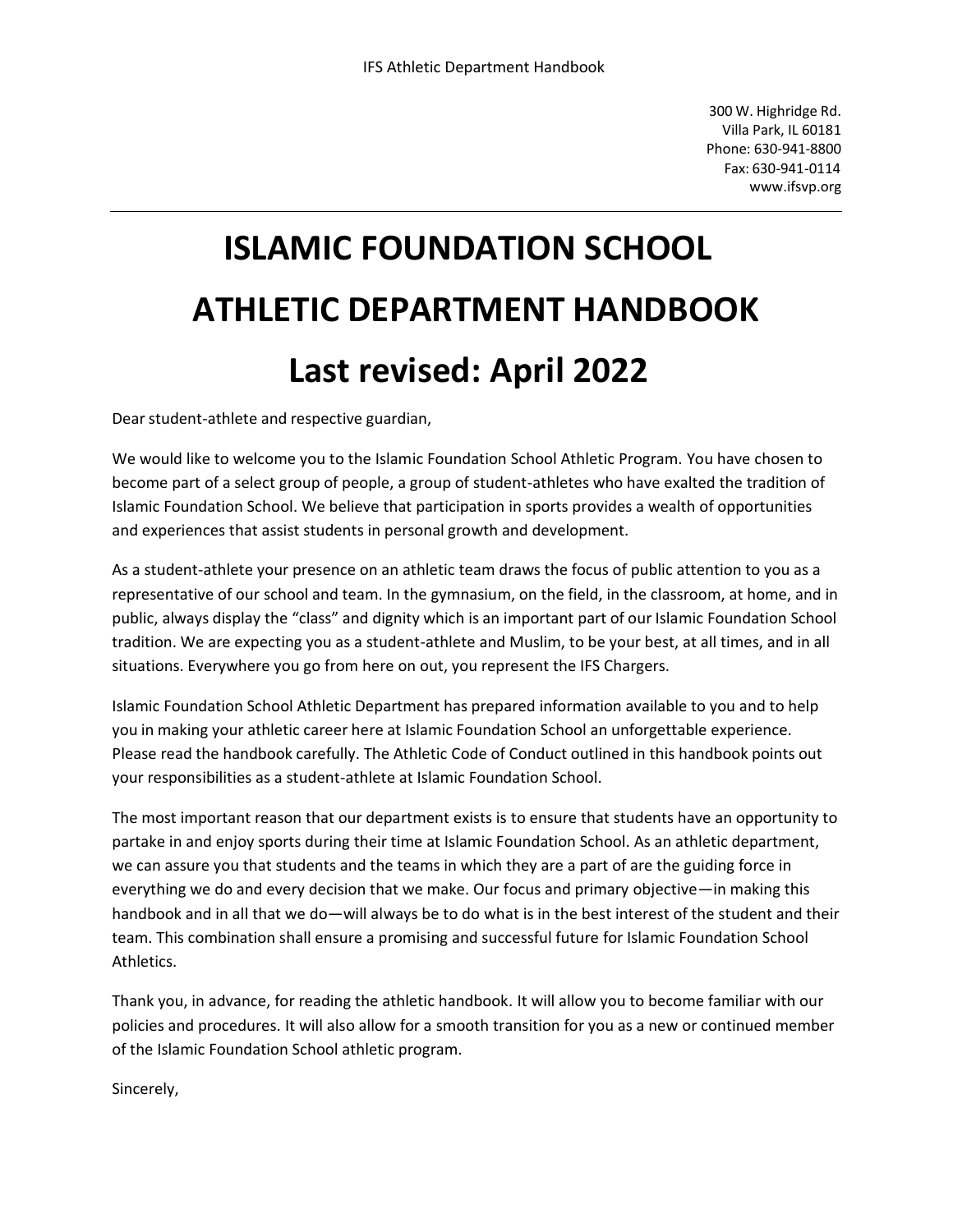300 W. Highridge Rd.
Villa Park, IL 60181
Phone: 630-941-8800
Fax: 630-941-0114
www.ifsvp.org

---

# ISLAMIC FOUNDATION SCHOOL

# ATHLETIC DEPARTMENT HANDBOOK

# Last revised: April 2022

Dear student-athlete and respective guardian,

We would like to welcome you to the Islamic Foundation School Athletic Program. You have chosen to become part of a select group of people, a group of student-athletes who have exalted the tradition of Islamic Foundation School. We believe that participation in sports provides a wealth of opportunities and experiences that assist students in personal growth and development.

As a student-athlete your presence on an athletic team draws the focus of public attention to you as a representative of our school and team. In the gymnasium, on the field, in the classroom, at home, and in public, always display the "class" and dignity which is an important part of our Islamic Foundation School tradition. We are expecting you as a student-athlete and Muslim, to be your best, at all times, and in all situations. Everywhere you go from here on out, you represent the IFS Chargers.

Islamic Foundation School Athletic Department has prepared information available to you and to help you in making your athletic career here at Islamic Foundation School an unforgettable experience. Please read the handbook carefully. The Athletic Code of Conduct outlined in this handbook points out your responsibilities as a student-athlete at Islamic Foundation School.

The most important reason that our department exists is to ensure that students have an opportunity to partake in and enjoy sports during their time at Islamic Foundation School. As an athletic department, we can assure you that students and the teams in which they are a part of are the guiding force in everything we do and every decision that we make. Our focus and primary objective—in making this handbook and in all that we do—will always be to do what is in the best interest of the student and their team. This combination shall ensure a promising and successful future for Islamic Foundation School Athletics.

Thank you, in advance, for reading the athletic handbook. It will allow you to become familiar with our policies and procedures. It will also allow for a smooth transition for you as a new or continued member of the Islamic Foundation School athletic program.

Sincerely,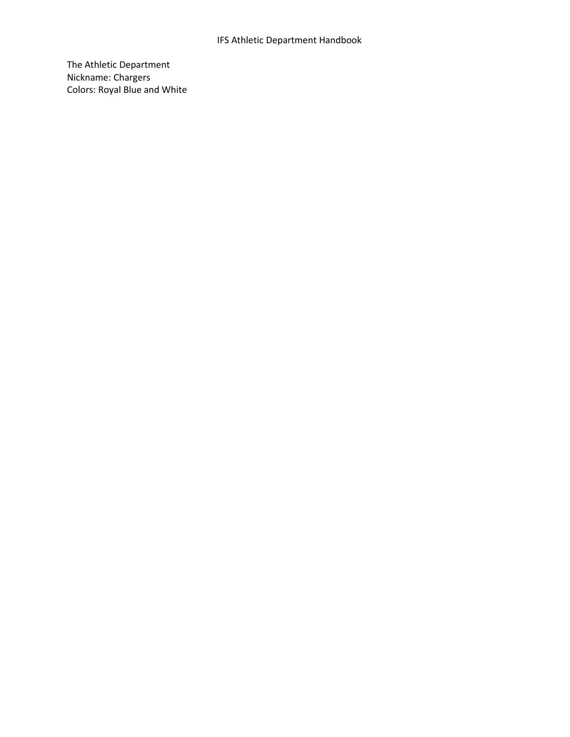The Athletic Department

Nickname: Chargers

Colors: Royal Blue and White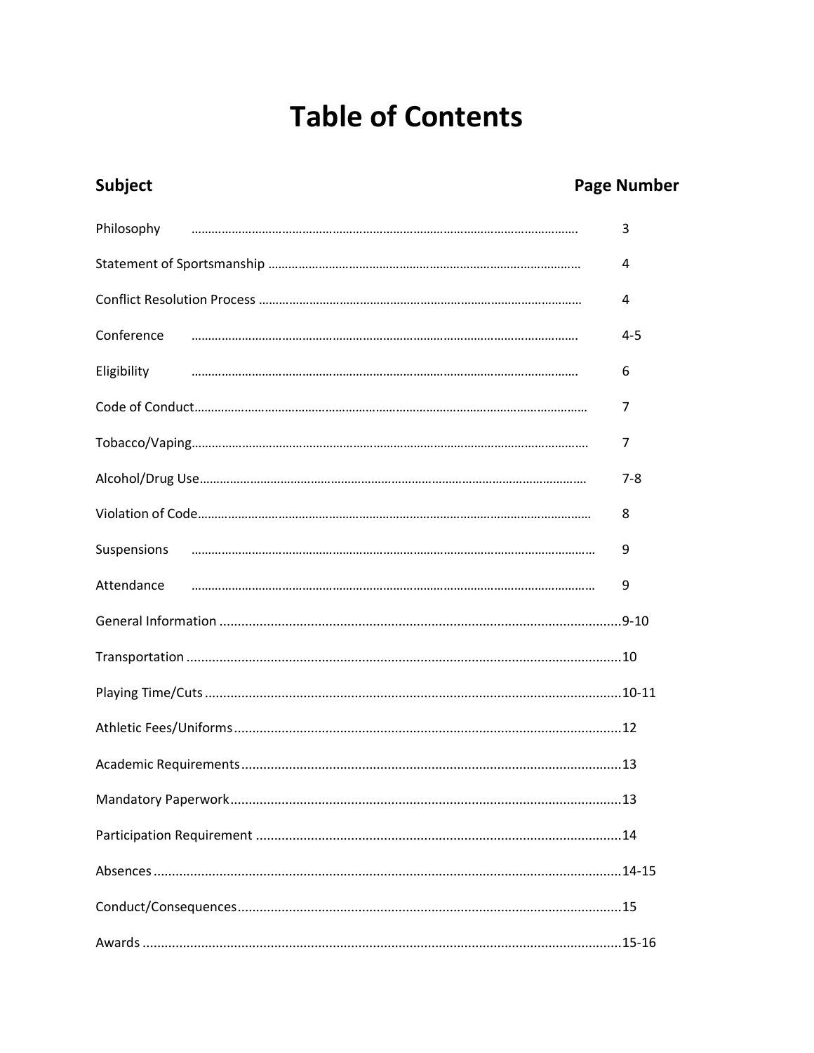# Table of Contents

| Subject | Page Number |
| --- | --- |
| Philosophy | 3 |
| Statement of Sportsmanship | 4 |
| Conflict Resolution Process | 4 |
| Conference | 4-5 |
| Eligibility | 6 |
| Code of Conduct | 7 |
| Tobacco/Vaping | 7 |
| Alcohol/Drug Use | 7-8 |
| Violation of Code | 8 |
| Suspensions | 9 |
| Attendance | 9 |
| General Information | 9-10 |
| Transportation | 10 |
| Playing Time/Cuts | 10-11 |
| Athletic Fees/Uniforms | 12 |
| Academic Requirements | 13 |
| Mandatory Paperwork | 13 |
| Participation Requirement | 14 |
| Absences | 14-15 |
| Conduct/Consequences | 15 |
| Awards | 15-16 |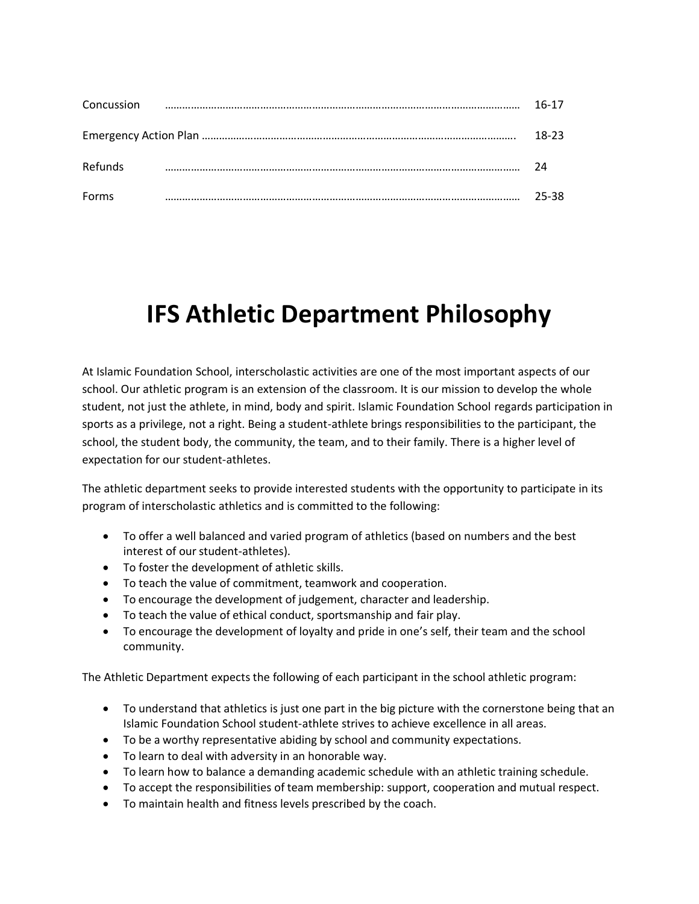| | |
|---|---|
| Concussion ………………………………………………………………………………………… | 16-17 |
| Emergency Action Plan ……………………………………………………………………………. | 18-23 |
| Refunds ………………………………………………………………………………………… | 24 |
| Forms ………………………………………………………………………………………… | 25-38 |

# IFS Athletic Department Philosophy

At Islamic Foundation School, interscholastic activities are one of the most important aspects of our school. Our athletic program is an extension of the classroom. It is our mission to develop the whole student, not just the athlete, in mind, body and spirit. Islamic Foundation School regards participation in sports as a privilege, not a right. Being a student-athlete brings responsibilities to the participant, the school, the student body, the community, the team, and to their family. There is a higher level of expectation for our student-athletes.

The athletic department seeks to provide interested students with the opportunity to participate in its program of interscholastic athletics and is committed to the following:

- To offer a well balanced and varied program of athletics (based on numbers and the best interest of our student-athletes).
- To foster the development of athletic skills.
- To teach the value of commitment, teamwork and cooperation.
- To encourage the development of judgement, character and leadership.
- To teach the value of ethical conduct, sportsmanship and fair play.
- To encourage the development of loyalty and pride in one's self, their team and the school community.

The Athletic Department expects the following of each participant in the school athletic program:

- To understand that athletics is just one part in the big picture with the cornerstone being that an Islamic Foundation School student-athlete strives to achieve excellence in all areas.
- To be a worthy representative abiding by school and community expectations.
- To learn to deal with adversity in an honorable way.
- To learn how to balance a demanding academic schedule with an athletic training schedule.
- To accept the responsibilities of team membership: support, cooperation and mutual respect.
- To maintain health and fitness levels prescribed by the coach.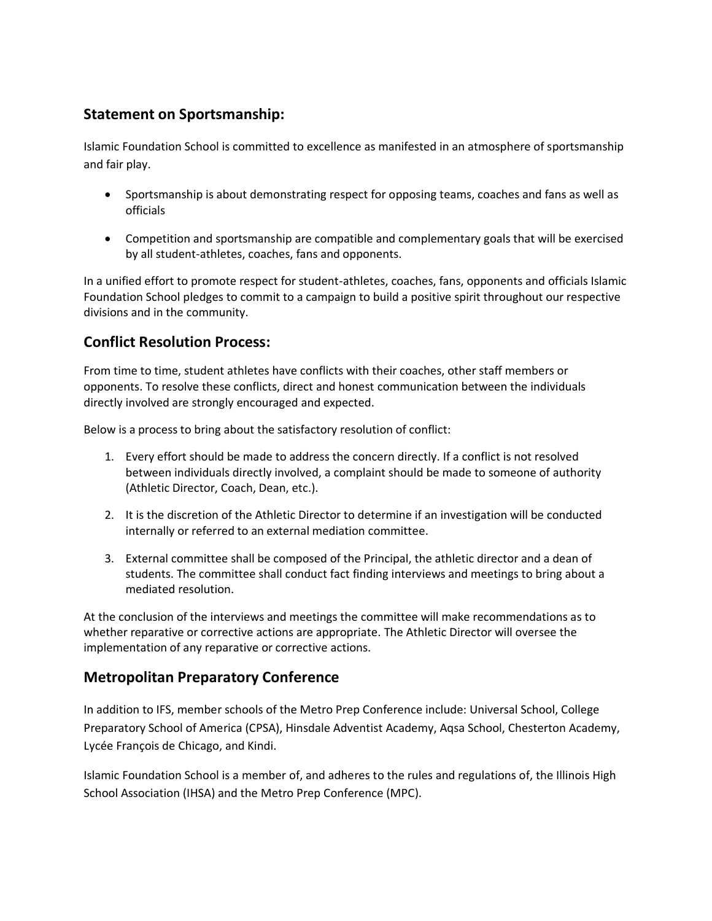## Statement on Sportsmanship:

Islamic Foundation School is committed to excellence as manifested in an atmosphere of sportsmanship and fair play.

- Sportsmanship is about demonstrating respect for opposing teams, coaches and fans as well as officials
- Competition and sportsmanship are compatible and complementary goals that will be exercised by all student-athletes, coaches, fans and opponents.

In a unified effort to promote respect for student-athletes, coaches, fans, opponents and officials Islamic Foundation School pledges to commit to a campaign to build a positive spirit throughout our respective divisions and in the community.

## Conflict Resolution Process:

From time to time, student athletes have conflicts with their coaches, other staff members or opponents. To resolve these conflicts, direct and honest communication between the individuals directly involved are strongly encouraged and expected.

Below is a process to bring about the satisfactory resolution of conflict:

1. Every effort should be made to address the concern directly. If a conflict is not resolved between individuals directly involved, a complaint should be made to someone of authority (Athletic Director, Coach, Dean, etc.).
2. It is the discretion of the Athletic Director to determine if an investigation will be conducted internally or referred to an external mediation committee.
3. External committee shall be composed of the Principal, the athletic director and a dean of students. The committee shall conduct fact finding interviews and meetings to bring about a mediated resolution.

At the conclusion of the interviews and meetings the committee will make recommendations as to whether reparative or corrective actions are appropriate. The Athletic Director will oversee the implementation of any reparative or corrective actions.

## Metropolitan Preparatory Conference

In addition to IFS, member schools of the Metro Prep Conference include: Universal School, College Preparatory School of America (CPSA), Hinsdale Adventist Academy, Aqsa School, Chesterton Academy, Lycée François de Chicago, and Kindi.

Islamic Foundation School is a member of, and adheres to the rules and regulations of, the Illinois High School Association (IHSA) and the Metro Prep Conference (MPC).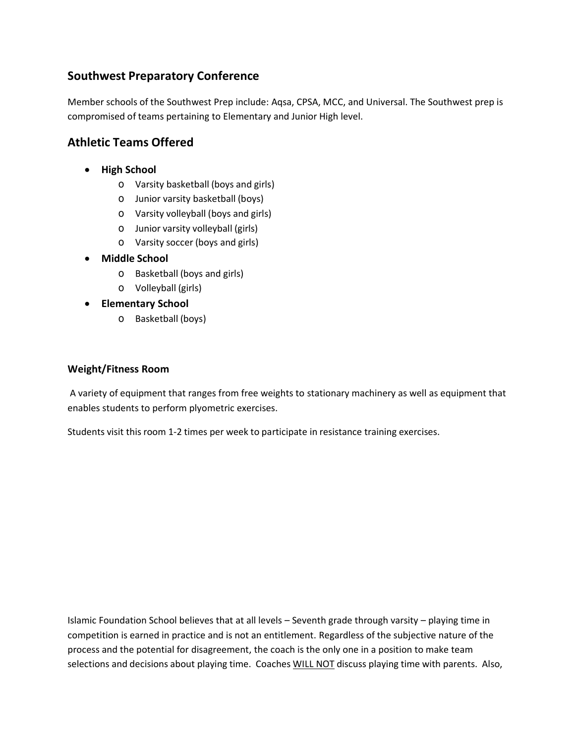## Southwest Preparatory Conference

Member schools of the Southwest Prep include: Aqsa, CPSA, MCC, and Universal. The Southwest prep is compromised of teams pertaining to Elementary and Junior High level.

## Athletic Teams Offered

- **High School**
  - Varsity basketball (boys and girls)
  - Junior varsity basketball (boys)
  - Varsity volleyball (boys and girls)
  - Junior varsity volleyball (girls)
  - Varsity soccer (boys and girls)
- **Middle School**
  - Basketball (boys and girls)
  - Volleyball (girls)
- **Elementary School**
  - Basketball (boys)

### Weight/Fitness Room

A variety of equipment that ranges from free weights to stationary machinery as well as equipment that enables students to perform plyometric exercises.

Students visit this room 1-2 times per week to participate in resistance training exercises.

Islamic Foundation School believes that at all levels – Seventh grade through varsity – playing time in competition is earned in practice and is not an entitlement. Regardless of the subjective nature of the process and the potential for disagreement, the coach is the only one in a position to make team selections and decisions about playing time. Coaches <u>WILL NOT</u> discuss playing time with parents. Also,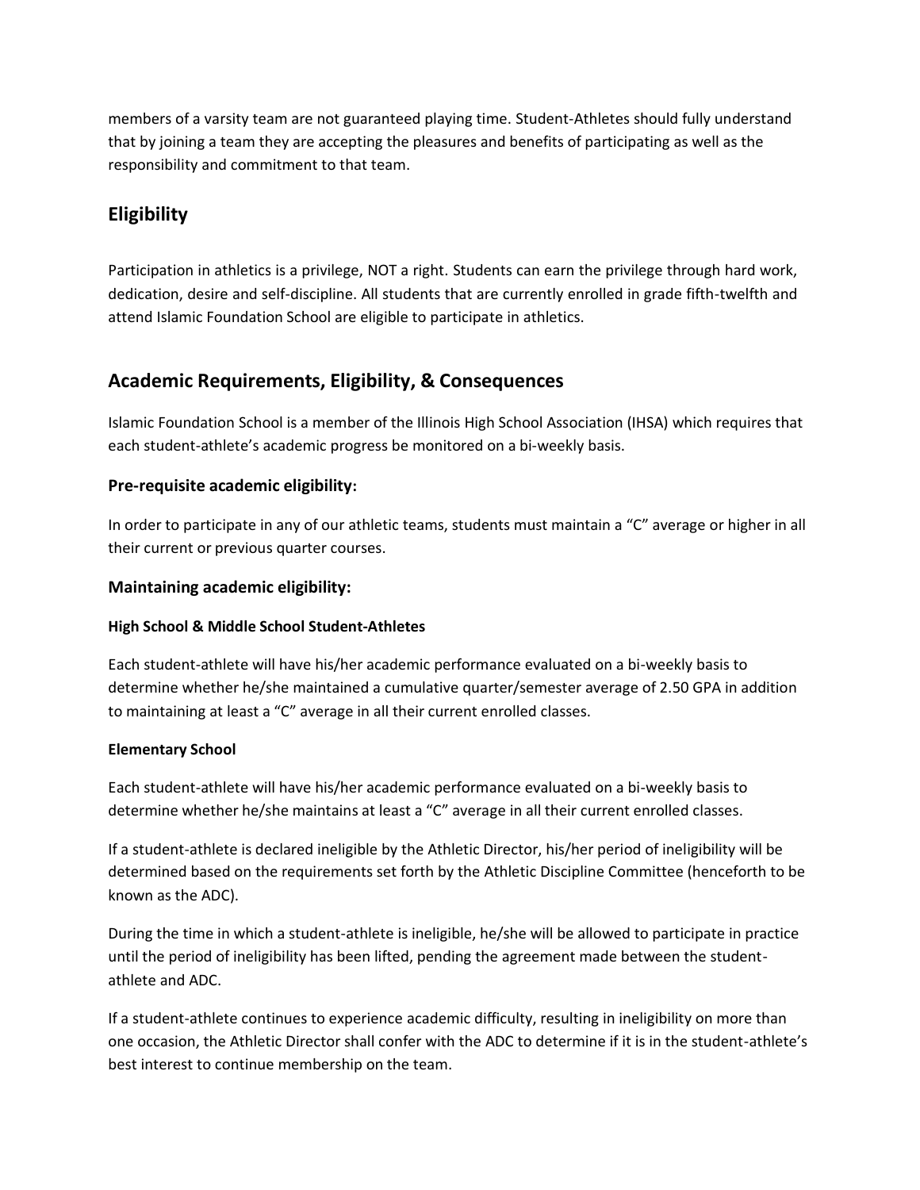members of a varsity team are not guaranteed playing time. Student-Athletes should fully understand that by joining a team they are accepting the pleasures and benefits of participating as well as the responsibility and commitment to that team.

## Eligibility

Participation in athletics is a privilege, NOT a right. Students can earn the privilege through hard work, dedication, desire and self-discipline. All students that are currently enrolled in grade fifth-twelfth and attend Islamic Foundation School are eligible to participate in athletics.

## Academic Requirements, Eligibility, & Consequences

Islamic Foundation School is a member of the Illinois High School Association (IHSA) which requires that each student-athlete's academic progress be monitored on a bi-weekly basis.

### Pre-requisite academic eligibility:

In order to participate in any of our athletic teams, students must maintain a "C" average or higher in all their current or previous quarter courses.

### Maintaining academic eligibility:

#### High School & Middle School Student-Athletes

Each student-athlete will have his/her academic performance evaluated on a bi-weekly basis to determine whether he/she maintained a cumulative quarter/semester average of 2.50 GPA in addition to maintaining at least a "C" average in all their current enrolled classes.

#### Elementary School

Each student-athlete will have his/her academic performance evaluated on a bi-weekly basis to determine whether he/she maintains at least a "C" average in all their current enrolled classes.

If a student-athlete is declared ineligible by the Athletic Director, his/her period of ineligibility will be determined based on the requirements set forth by the Athletic Discipline Committee (henceforth to be known as the ADC).

During the time in which a student-athlete is ineligible, he/she will be allowed to participate in practice until the period of ineligibility has been lifted, pending the agreement made between the student-athlete and ADC.

If a student-athlete continues to experience academic difficulty, resulting in ineligibility on more than one occasion, the Athletic Director shall confer with the ADC to determine if it is in the student-athlete's best interest to continue membership on the team.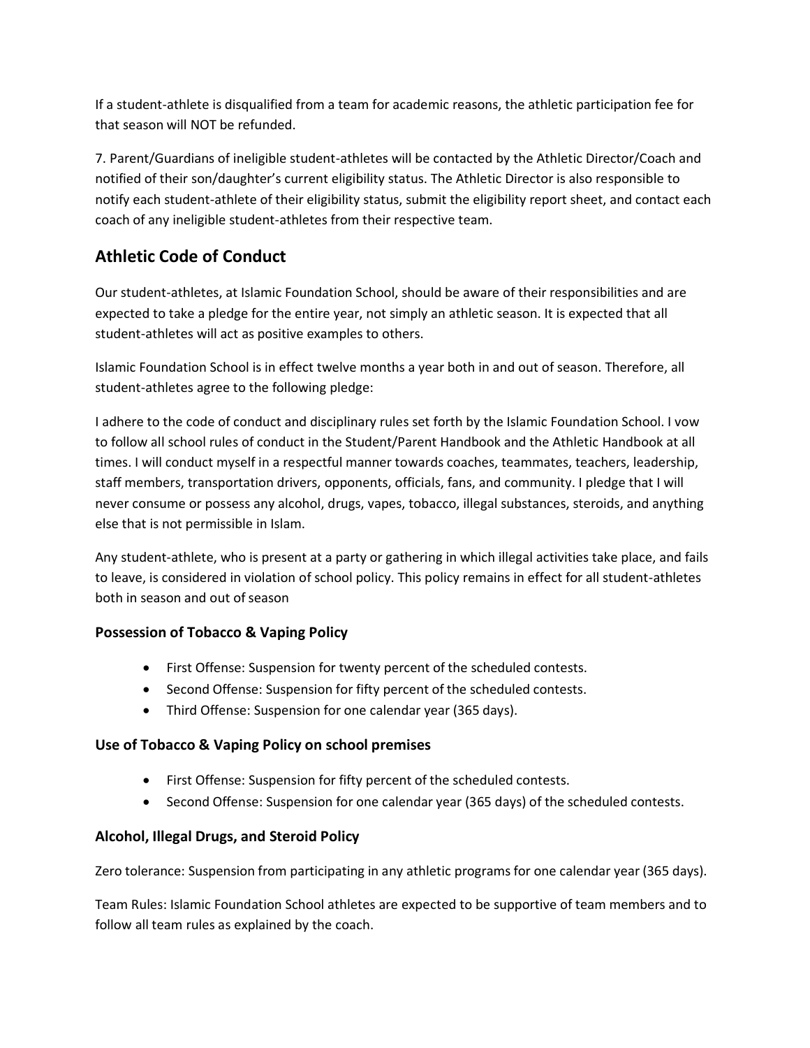If a student-athlete is disqualified from a team for academic reasons, the athletic participation fee for that season will NOT be refunded.

7. Parent/Guardians of ineligible student-athletes will be contacted by the Athletic Director/Coach and notified of their son/daughter's current eligibility status. The Athletic Director is also responsible to notify each student-athlete of their eligibility status, submit the eligibility report sheet, and contact each coach of any ineligible student-athletes from their respective team.

## Athletic Code of Conduct

Our student-athletes, at Islamic Foundation School, should be aware of their responsibilities and are expected to take a pledge for the entire year, not simply an athletic season. It is expected that all student-athletes will act as positive examples to others.

Islamic Foundation School is in effect twelve months a year both in and out of season. Therefore, all student-athletes agree to the following pledge:

I adhere to the code of conduct and disciplinary rules set forth by the Islamic Foundation School. I vow to follow all school rules of conduct in the Student/Parent Handbook and the Athletic Handbook at all times. I will conduct myself in a respectful manner towards coaches, teammates, teachers, leadership, staff members, transportation drivers, opponents, officials, fans, and community. I pledge that I will never consume or possess any alcohol, drugs, vapes, tobacco, illegal substances, steroids, and anything else that is not permissible in Islam.

Any student-athlete, who is present at a party or gathering in which illegal activities take place, and fails to leave, is considered in violation of school policy. This policy remains in effect for all student-athletes both in season and out of season

### Possession of Tobacco & Vaping Policy

- First Offense: Suspension for twenty percent of the scheduled contests.
- Second Offense: Suspension for fifty percent of the scheduled contests.
- Third Offense: Suspension for one calendar year (365 days).

### Use of Tobacco & Vaping Policy on school premises

- First Offense: Suspension for fifty percent of the scheduled contests.
- Second Offense: Suspension for one calendar year (365 days) of the scheduled contests.

### Alcohol, Illegal Drugs, and Steroid Policy

Zero tolerance: Suspension from participating in any athletic programs for one calendar year (365 days).

Team Rules: Islamic Foundation School athletes are expected to be supportive of team members and to follow all team rules as explained by the coach.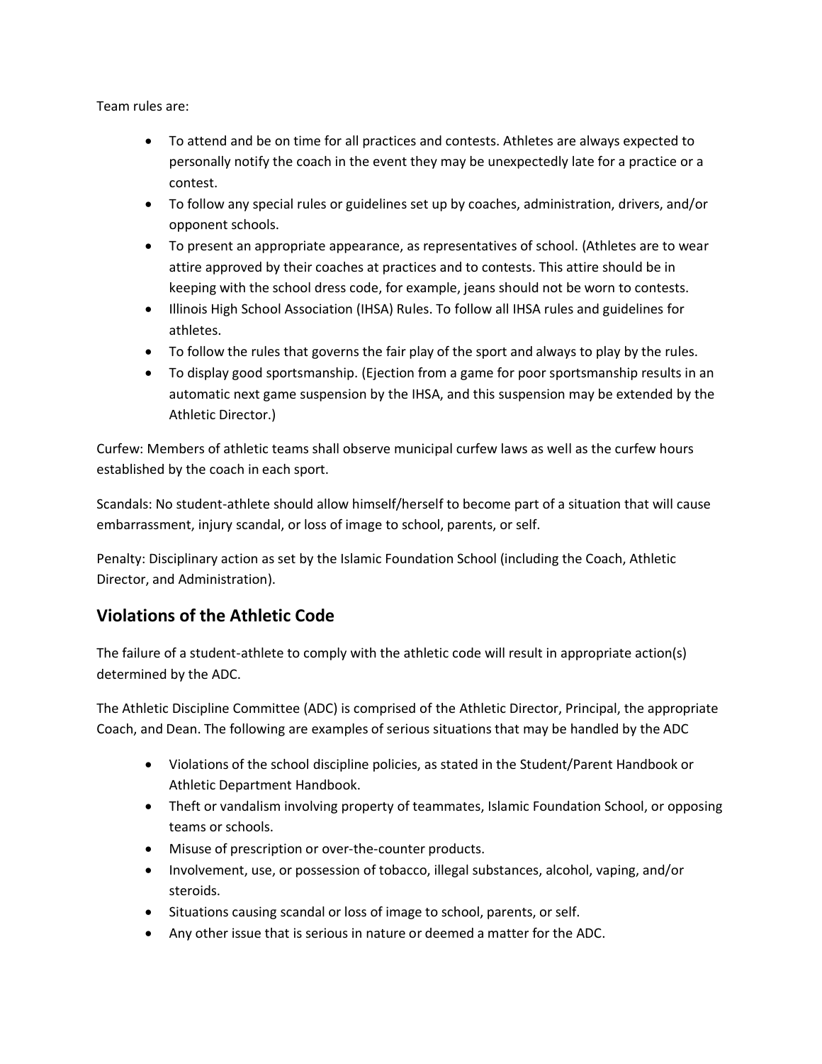Team rules are:

- To attend and be on time for all practices and contests. Athletes are always expected to personally notify the coach in the event they may be unexpectedly late for a practice or a contest.
- To follow any special rules or guidelines set up by coaches, administration, drivers, and/or opponent schools.
- To present an appropriate appearance, as representatives of school. (Athletes are to wear attire approved by their coaches at practices and to contests. This attire should be in keeping with the school dress code, for example, jeans should not be worn to contests.
- Illinois High School Association (IHSA) Rules. To follow all IHSA rules and guidelines for athletes.
- To follow the rules that governs the fair play of the sport and always to play by the rules.
- To display good sportsmanship. (Ejection from a game for poor sportsmanship results in an automatic next game suspension by the IHSA, and this suspension may be extended by the Athletic Director.)

Curfew: Members of athletic teams shall observe municipal curfew laws as well as the curfew hours established by the coach in each sport.

Scandals: No student-athlete should allow himself/herself to become part of a situation that will cause embarrassment, injury scandal, or loss of image to school, parents, or self.

Penalty: Disciplinary action as set by the Islamic Foundation School (including the Coach, Athletic Director, and Administration).

## Violations of the Athletic Code

The failure of a student-athlete to comply with the athletic code will result in appropriate action(s) determined by the ADC.

The Athletic Discipline Committee (ADC) is comprised of the Athletic Director, Principal, the appropriate Coach, and Dean. The following are examples of serious situations that may be handled by the ADC

- Violations of the school discipline policies, as stated in the Student/Parent Handbook or Athletic Department Handbook.
- Theft or vandalism involving property of teammates, Islamic Foundation School, or opposing teams or schools.
- Misuse of prescription or over-the-counter products.
- Involvement, use, or possession of tobacco, illegal substances, alcohol, vaping, and/or steroids.
- Situations causing scandal or loss of image to school, parents, or self.
- Any other issue that is serious in nature or deemed a matter for the ADC.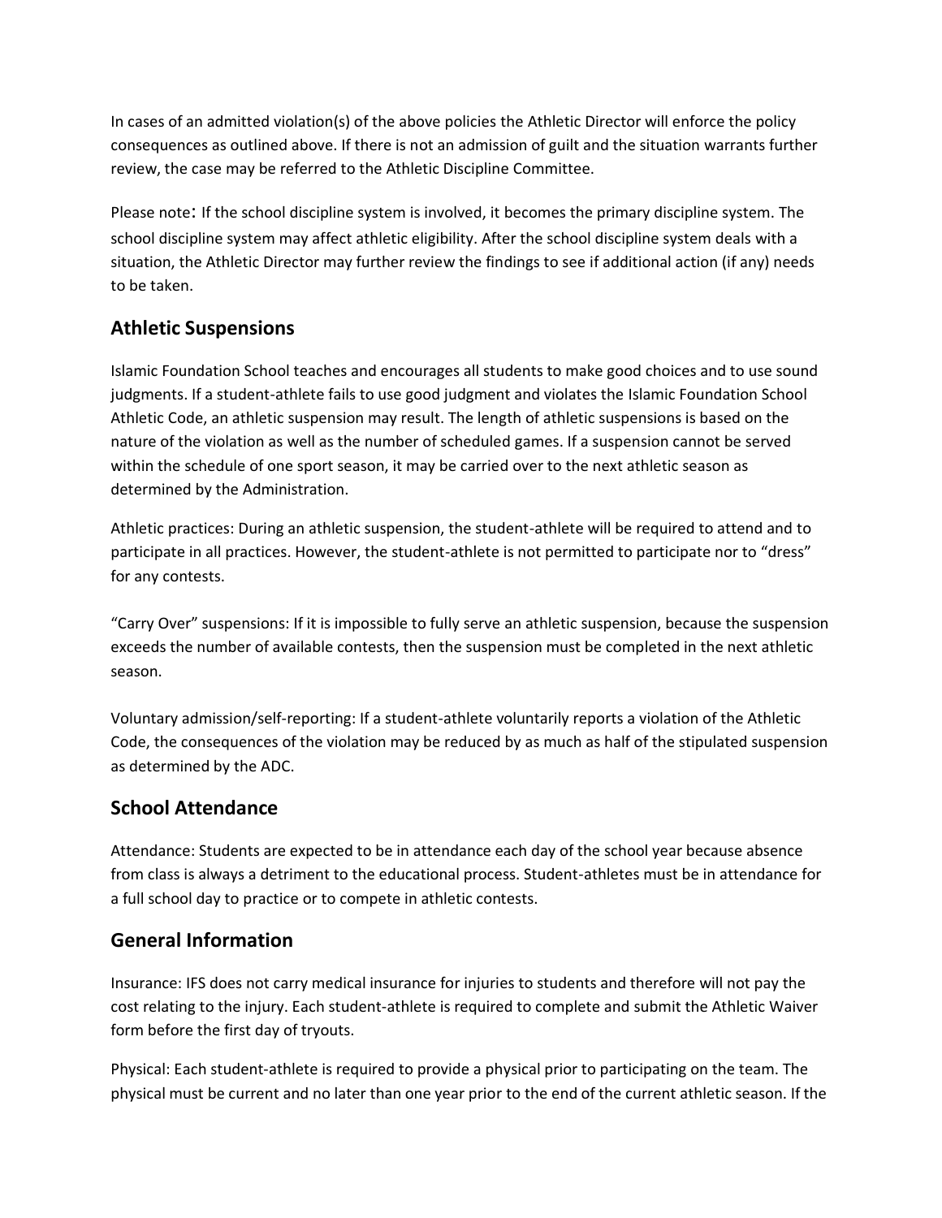In cases of an admitted violation(s) of the above policies the Athletic Director will enforce the policy consequences as outlined above. If there is not an admission of guilt and the situation warrants further review, the case may be referred to the Athletic Discipline Committee.

Please note: If the school discipline system is involved, it becomes the primary discipline system. The school discipline system may affect athletic eligibility. After the school discipline system deals with a situation, the Athletic Director may further review the findings to see if additional action (if any) needs to be taken.

## Athletic Suspensions

Islamic Foundation School teaches and encourages all students to make good choices and to use sound judgments. If a student-athlete fails to use good judgment and violates the Islamic Foundation School Athletic Code, an athletic suspension may result. The length of athletic suspensions is based on the nature of the violation as well as the number of scheduled games. If a suspension cannot be served within the schedule of one sport season, it may be carried over to the next athletic season as determined by the Administration.

Athletic practices: During an athletic suspension, the student-athlete will be required to attend and to participate in all practices. However, the student-athlete is not permitted to participate nor to "dress" for any contests.

"Carry Over" suspensions: If it is impossible to fully serve an athletic suspension, because the suspension exceeds the number of available contests, then the suspension must be completed in the next athletic season.

Voluntary admission/self-reporting: If a student-athlete voluntarily reports a violation of the Athletic Code, the consequences of the violation may be reduced by as much as half of the stipulated suspension as determined by the ADC.

## School Attendance

Attendance: Students are expected to be in attendance each day of the school year because absence from class is always a detriment to the educational process. Student-athletes must be in attendance for a full school day to practice or to compete in athletic contests.

## General Information

Insurance: IFS does not carry medical insurance for injuries to students and therefore will not pay the cost relating to the injury. Each student-athlete is required to complete and submit the Athletic Waiver form before the first day of tryouts.

Physical: Each student-athlete is required to provide a physical prior to participating on the team. The physical must be current and no later than one year prior to the end of the current athletic season. If the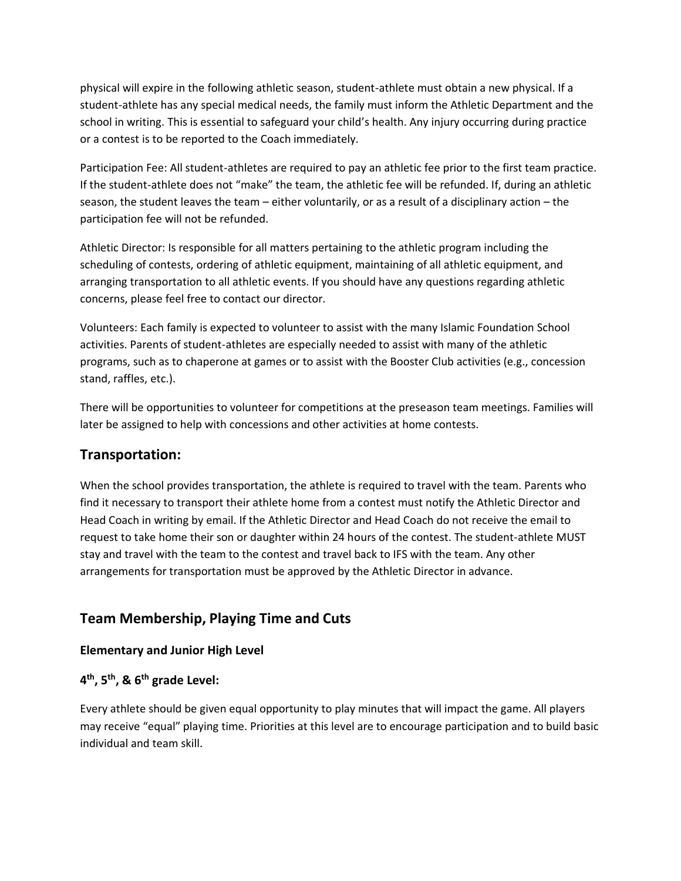physical will expire in the following athletic season, student-athlete must obtain a new physical. If a student-athlete has any special medical needs, the family must inform the Athletic Department and the school in writing. This is essential to safeguard your child's health. Any injury occurring during practice or a contest is to be reported to the Coach immediately.

Participation Fee: All student-athletes are required to pay an athletic fee prior to the first team practice. If the student-athlete does not "make" the team, the athletic fee will be refunded. If, during an athletic season, the student leaves the team – either voluntarily, or as a result of a disciplinary action – the participation fee will not be refunded.

Athletic Director: Is responsible for all matters pertaining to the athletic program including the scheduling of contests, ordering of athletic equipment, maintaining of all athletic equipment, and arranging transportation to all athletic events. If you should have any questions regarding athletic concerns, please feel free to contact our director.

Volunteers: Each family is expected to volunteer to assist with the many Islamic Foundation School activities. Parents of student-athletes are especially needed to assist with many of the athletic programs, such as to chaperone at games or to assist with the Booster Club activities (e.g., concession stand, raffles, etc.).

There will be opportunities to volunteer for competitions at the preseason team meetings. Families will later be assigned to help with concessions and other activities at home contests.

## Transportation:

When the school provides transportation, the athlete is required to travel with the team. Parents who find it necessary to transport their athlete home from a contest must notify the Athletic Director and Head Coach in writing by email. If the Athletic Director and Head Coach do not receive the email to request to take home their son or daughter within 24 hours of the contest. The student-athlete MUST stay and travel with the team to the contest and travel back to IFS with the team. Any other arrangements for transportation must be approved by the Athletic Director in advance.

## Team Membership, Playing Time and Cuts

### Elementary and Junior High Level

### 4th, 5th, & 6th grade Level:

Every athlete should be given equal opportunity to play minutes that will impact the game. All players may receive "equal" playing time. Priorities at this level are to encourage participation and to build basic individual and team skill.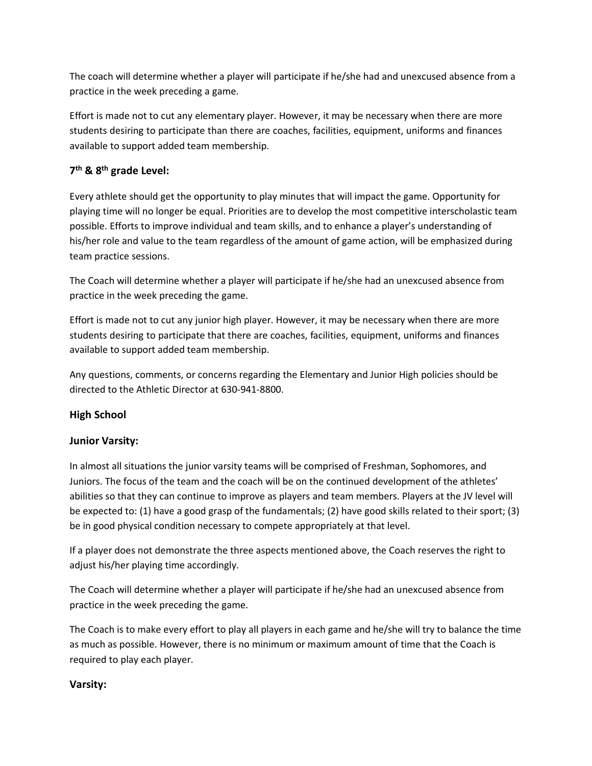The coach will determine whether a player will participate if he/she had and unexcused absence from a practice in the week preceding a game.

Effort is made not to cut any elementary player. However, it may be necessary when there are more students desiring to participate than there are coaches, facilities, equipment, uniforms and finances available to support added team membership.

### 7th & 8th grade Level:

Every athlete should get the opportunity to play minutes that will impact the game. Opportunity for playing time will no longer be equal. Priorities are to develop the most competitive interscholastic team possible. Efforts to improve individual and team skills, and to enhance a player's understanding of his/her role and value to the team regardless of the amount of game action, will be emphasized during team practice sessions.

The Coach will determine whether a player will participate if he/she had an unexcused absence from practice in the week preceding the game.

Effort is made not to cut any junior high player. However, it may be necessary when there are more students desiring to participate that there are coaches, facilities, equipment, uniforms and finances available to support added team membership.

Any questions, comments, or concerns regarding the Elementary and Junior High policies should be directed to the Athletic Director at 630-941-8800.

### High School

### Junior Varsity:

In almost all situations the junior varsity teams will be comprised of Freshman, Sophomores, and Juniors. The focus of the team and the coach will be on the continued development of the athletes' abilities so that they can continue to improve as players and team members. Players at the JV level will be expected to: (1) have a good grasp of the fundamentals; (2) have good skills related to their sport; (3) be in good physical condition necessary to compete appropriately at that level.

If a player does not demonstrate the three aspects mentioned above, the Coach reserves the right to adjust his/her playing time accordingly.

The Coach will determine whether a player will participate if he/she had an unexcused absence from practice in the week preceding the game.

The Coach is to make every effort to play all players in each game and he/she will try to balance the time as much as possible. However, there is no minimum or maximum amount of time that the Coach is required to play each player.

### Varsity: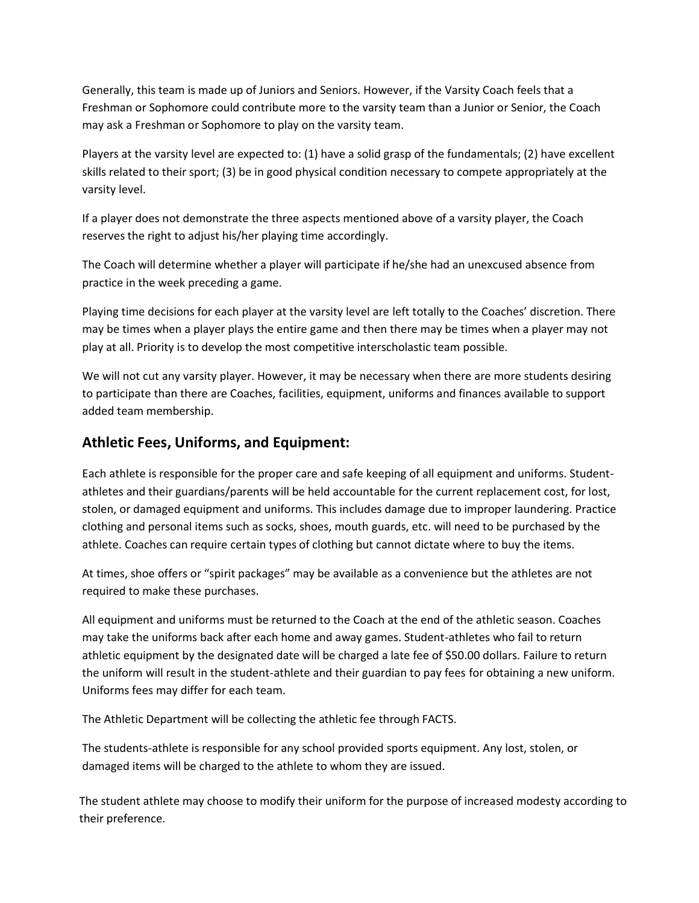Generally, this team is made up of Juniors and Seniors. However, if the Varsity Coach feels that a Freshman or Sophomore could contribute more to the varsity team than a Junior or Senior, the Coach may ask a Freshman or Sophomore to play on the varsity team.

Players at the varsity level are expected to: (1) have a solid grasp of the fundamentals; (2) have excellent skills related to their sport; (3) be in good physical condition necessary to compete appropriately at the varsity level.

If a player does not demonstrate the three aspects mentioned above of a varsity player, the Coach reserves the right to adjust his/her playing time accordingly.

The Coach will determine whether a player will participate if he/she had an unexcused absence from practice in the week preceding a game.

Playing time decisions for each player at the varsity level are left totally to the Coaches' discretion. There may be times when a player plays the entire game and then there may be times when a player may not play at all. Priority is to develop the most competitive interscholastic team possible.

We will not cut any varsity player. However, it may be necessary when there are more students desiring to participate than there are Coaches, facilities, equipment, uniforms and finances available to support added team membership.

## Athletic Fees, Uniforms, and Equipment:

Each athlete is responsible for the proper care and safe keeping of all equipment and uniforms. Student-athletes and their guardians/parents will be held accountable for the current replacement cost, for lost, stolen, or damaged equipment and uniforms. This includes damage due to improper laundering. Practice clothing and personal items such as socks, shoes, mouth guards, etc. will need to be purchased by the athlete. Coaches can require certain types of clothing but cannot dictate where to buy the items.

At times, shoe offers or "spirit packages" may be available as a convenience but the athletes are not required to make these purchases.

All equipment and uniforms must be returned to the Coach at the end of the athletic season. Coaches may take the uniforms back after each home and away games. Student-athletes who fail to return athletic equipment by the designated date will be charged a late fee of $50.00 dollars. Failure to return the uniform will result in the student-athlete and their guardian to pay fees for obtaining a new uniform. Uniforms fees may differ for each team.

The Athletic Department will be collecting the athletic fee through FACTS.

The students-athlete is responsible for any school provided sports equipment. Any lost, stolen, or damaged items will be charged to the athlete to whom they are issued.

The student athlete may choose to modify their uniform for the purpose of increased modesty according to their preference.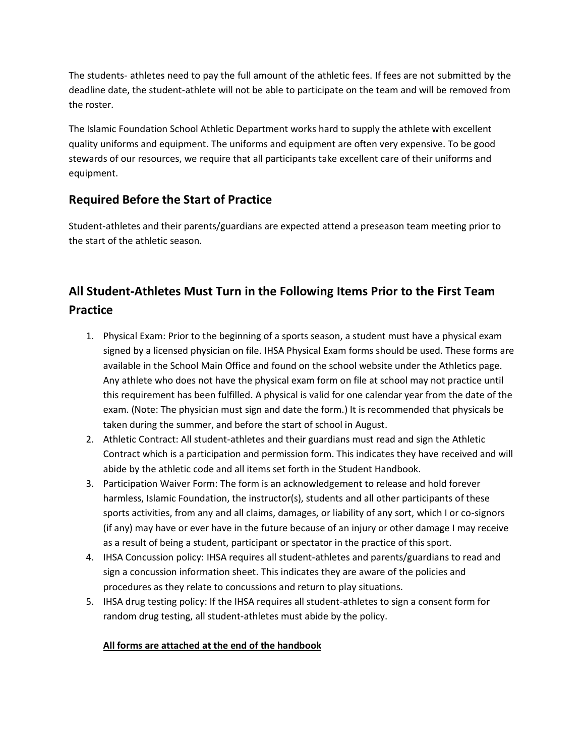The students- athletes need to pay the full amount of the athletic fees. If fees are not submitted by the deadline date, the student-athlete will not be able to participate on the team and will be removed from the roster.

The Islamic Foundation School Athletic Department works hard to supply the athlete with excellent quality uniforms and equipment. The uniforms and equipment are often very expensive. To be good stewards of our resources, we require that all participants take excellent care of their uniforms and equipment.

## Required Before the Start of Practice

Student-athletes and their parents/guardians are expected attend a preseason team meeting prior to the start of the athletic season.

## All Student-Athletes Must Turn in the Following Items Prior to the First Team Practice

1. Physical Exam: Prior to the beginning of a sports season, a student must have a physical exam signed by a licensed physician on file. IHSA Physical Exam forms should be used. These forms are available in the School Main Office and found on the school website under the Athletics page. Any athlete who does not have the physical exam form on file at school may not practice until this requirement has been fulfilled. A physical is valid for one calendar year from the date of the exam. (Note: The physician must sign and date the form.) It is recommended that physicals be taken during the summer, and before the start of school in August.
2. Athletic Contract: All student-athletes and their guardians must read and sign the Athletic Contract which is a participation and permission form. This indicates they have received and will abide by the athletic code and all items set forth in the Student Handbook.
3. Participation Waiver Form: The form is an acknowledgement to release and hold forever harmless, Islamic Foundation, the instructor(s), students and all other participants of these sports activities, from any and all claims, damages, or liability of any sort, which I or co-signors (if any) may have or ever have in the future because of an injury or other damage I may receive as a result of being a student, participant or spectator in the practice of this sport.
4. IHSA Concussion policy: IHSA requires all student-athletes and parents/guardians to read and sign a concussion information sheet. This indicates they are aware of the policies and procedures as they relate to concussions and return to play situations.
5. IHSA drug testing policy: If the IHSA requires all student-athletes to sign a consent form for random drug testing, all student-athletes must abide by the policy.

**<u>All forms are attached at the end of the handbook</u>**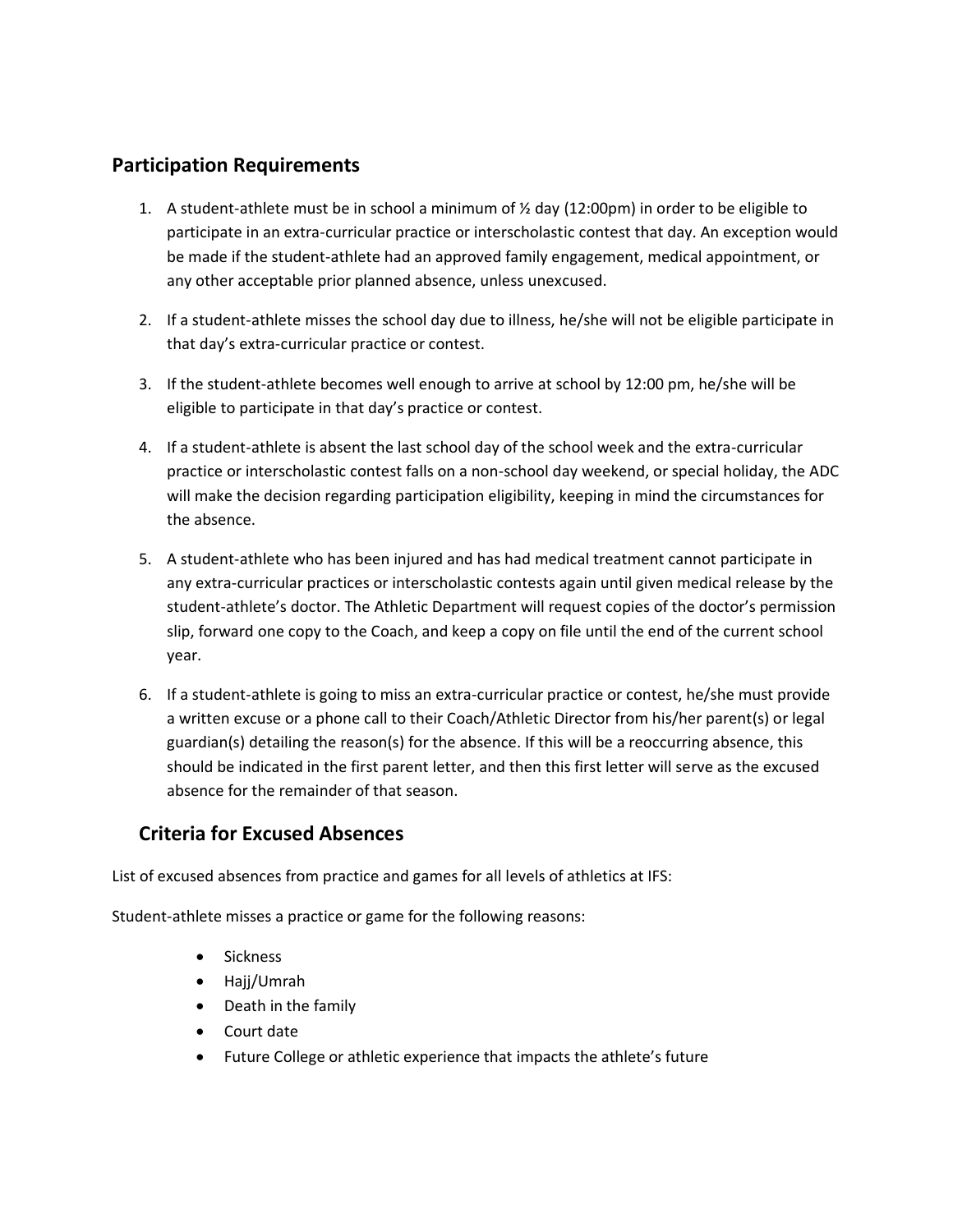## Participation Requirements

1. A student-athlete must be in school a minimum of ½ day (12:00pm) in order to be eligible to participate in an extra-curricular practice or interscholastic contest that day. An exception would be made if the student-athlete had an approved family engagement, medical appointment, or any other acceptable prior planned absence, unless unexcused.
2. If a student-athlete misses the school day due to illness, he/she will not be eligible participate in that day's extra-curricular practice or contest.
3. If the student-athlete becomes well enough to arrive at school by 12:00 pm, he/she will be eligible to participate in that day's practice or contest.
4. If a student-athlete is absent the last school day of the school week and the extra-curricular practice or interscholastic contest falls on a non-school day weekend, or special holiday, the ADC will make the decision regarding participation eligibility, keeping in mind the circumstances for the absence.
5. A student-athlete who has been injured and has had medical treatment cannot participate in any extra-curricular practices or interscholastic contests again until given medical release by the student-athlete's doctor. The Athletic Department will request copies of the doctor's permission slip, forward one copy to the Coach, and keep a copy on file until the end of the current school year.
6. If a student-athlete is going to miss an extra-curricular practice or contest, he/she must provide a written excuse or a phone call to their Coach/Athletic Director from his/her parent(s) or legal guardian(s) detailing the reason(s) for the absence. If this will be a reoccurring absence, this should be indicated in the first parent letter, and then this first letter will serve as the excused absence for the remainder of that season.

## Criteria for Excused Absences

List of excused absences from practice and games for all levels of athletics at IFS:

Student-athlete misses a practice or game for the following reasons:

- Sickness
- Hajj/Umrah
- Death in the family
- Court date
- Future College or athletic experience that impacts the athlete's future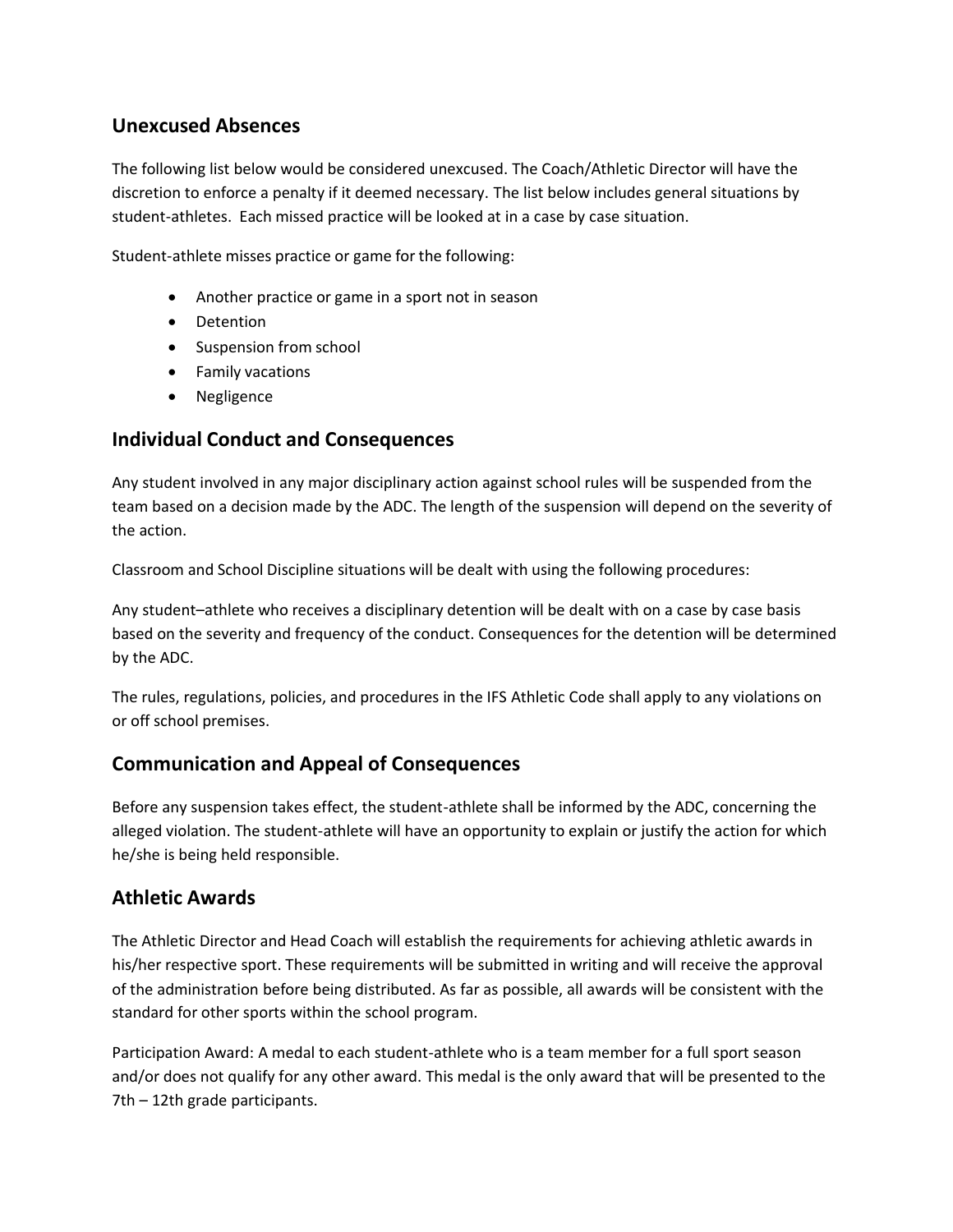## Unexcused Absences

The following list below would be considered unexcused. The Coach/Athletic Director will have the discretion to enforce a penalty if it deemed necessary. The list below includes general situations by student-athletes. Each missed practice will be looked at in a case by case situation.

Student-athlete misses practice or game for the following:

- Another practice or game in a sport not in season
- Detention
- Suspension from school
- Family vacations
- Negligence

## Individual Conduct and Consequences

Any student involved in any major disciplinary action against school rules will be suspended from the team based on a decision made by the ADC. The length of the suspension will depend on the severity of the action.

Classroom and School Discipline situations will be dealt with using the following procedures:

Any student–athlete who receives a disciplinary detention will be dealt with on a case by case basis based on the severity and frequency of the conduct. Consequences for the detention will be determined by the ADC.

The rules, regulations, policies, and procedures in the IFS Athletic Code shall apply to any violations on or off school premises.

## Communication and Appeal of Consequences

Before any suspension takes effect, the student-athlete shall be informed by the ADC, concerning the alleged violation. The student-athlete will have an opportunity to explain or justify the action for which he/she is being held responsible.

## Athletic Awards

The Athletic Director and Head Coach will establish the requirements for achieving athletic awards in his/her respective sport. These requirements will be submitted in writing and will receive the approval of the administration before being distributed. As far as possible, all awards will be consistent with the standard for other sports within the school program.

Participation Award: A medal to each student-athlete who is a team member for a full sport season and/or does not qualify for any other award. This medal is the only award that will be presented to the 7th – 12th grade participants.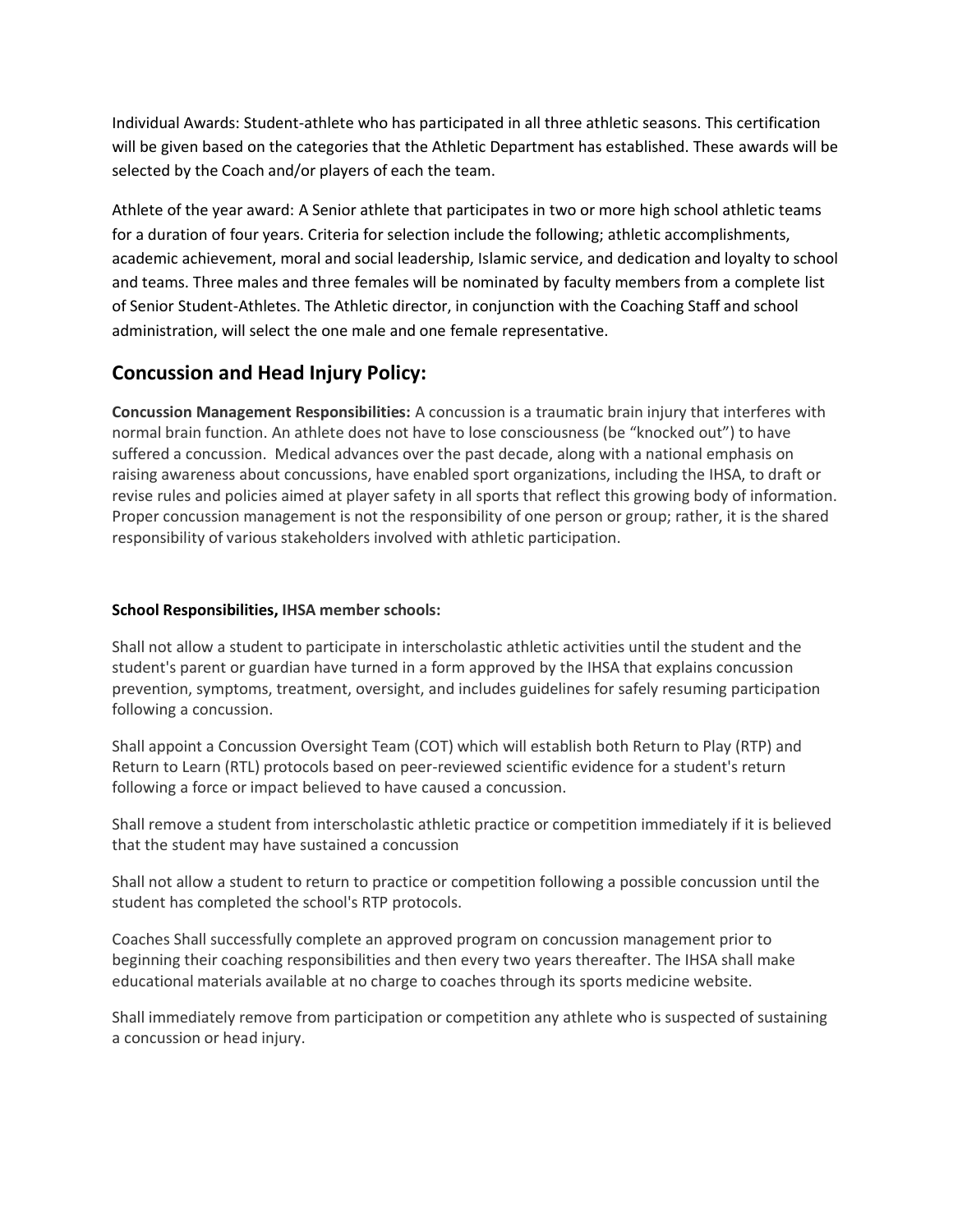Individual Awards: Student-athlete who has participated in all three athletic seasons. This certification will be given based on the categories that the Athletic Department has established. These awards will be selected by the Coach and/or players of each the team.

Athlete of the year award: A Senior athlete that participates in two or more high school athletic teams for a duration of four years. Criteria for selection include the following; athletic accomplishments, academic achievement, moral and social leadership, Islamic service, and dedication and loyalty to school and teams. Three males and three females will be nominated by faculty members from a complete list of Senior Student-Athletes. The Athletic director, in conjunction with the Coaching Staff and school administration, will select the one male and one female representative.

## Concussion and Head Injury Policy:

**Concussion Management Responsibilities:** A concussion is a traumatic brain injury that interferes with normal brain function. An athlete does not have to lose consciousness (be “knocked out”) to have suffered a concussion. Medical advances over the past decade, along with a national emphasis on raising awareness about concussions, have enabled sport organizations, including the IHSA, to draft or revise rules and policies aimed at player safety in all sports that reflect this growing body of information. Proper concussion management is not the responsibility of one person or group; rather, it is the shared responsibility of various stakeholders involved with athletic participation.

**School Responsibilities, IHSA member schools:**

Shall not allow a student to participate in interscholastic athletic activities until the student and the student's parent or guardian have turned in a form approved by the IHSA that explains concussion prevention, symptoms, treatment, oversight, and includes guidelines for safely resuming participation following a concussion.

Shall appoint a Concussion Oversight Team (COT) which will establish both Return to Play (RTP) and Return to Learn (RTL) protocols based on peer-reviewed scientific evidence for a student's return following a force or impact believed to have caused a concussion.

Shall remove a student from interscholastic athletic practice or competition immediately if it is believed that the student may have sustained a concussion

Shall not allow a student to return to practice or competition following a possible concussion until the student has completed the school's RTP protocols.

Coaches Shall successfully complete an approved program on concussion management prior to beginning their coaching responsibilities and then every two years thereafter. The IHSA shall make educational materials available at no charge to coaches through its sports medicine website.

Shall immediately remove from participation or competition any athlete who is suspected of sustaining a concussion or head injury.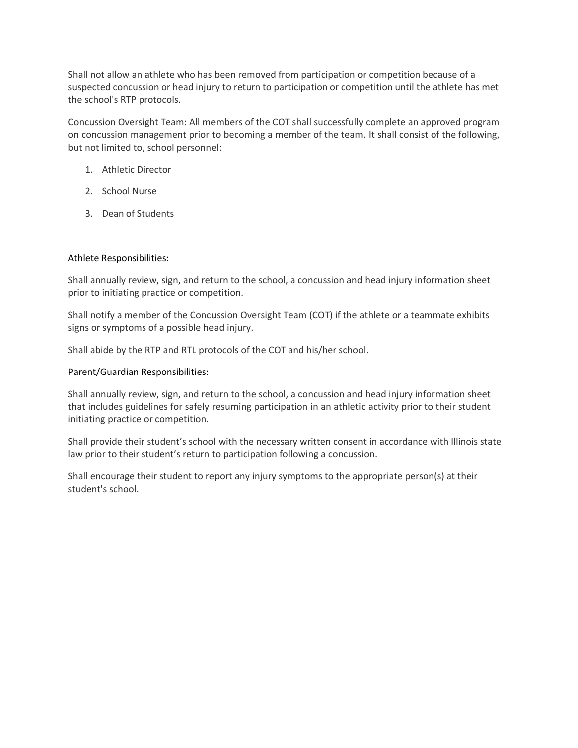Shall not allow an athlete who has been removed from participation or competition because of a suspected concussion or head injury to return to participation or competition until the athlete has met the school's RTP protocols.

Concussion Oversight Team: All members of the COT shall successfully complete an approved program on concussion management prior to becoming a member of the team. It shall consist of the following, but not limited to, school personnel:

1. Athletic Director
2. School Nurse
3. Dean of Students

Athlete Responsibilities:

Shall annually review, sign, and return to the school, a concussion and head injury information sheet prior to initiating practice or competition.

Shall notify a member of the Concussion Oversight Team (COT) if the athlete or a teammate exhibits signs or symptoms of a possible head injury.

Shall abide by the RTP and RTL protocols of the COT and his/her school.

Parent/Guardian Responsibilities:

Shall annually review, sign, and return to the school, a concussion and head injury information sheet that includes guidelines for safely resuming participation in an athletic activity prior to their student initiating practice or competition.

Shall provide their student's school with the necessary written consent in accordance with Illinois state law prior to their student's return to participation following a concussion.

Shall encourage their student to report any injury symptoms to the appropriate person(s) at their student's school.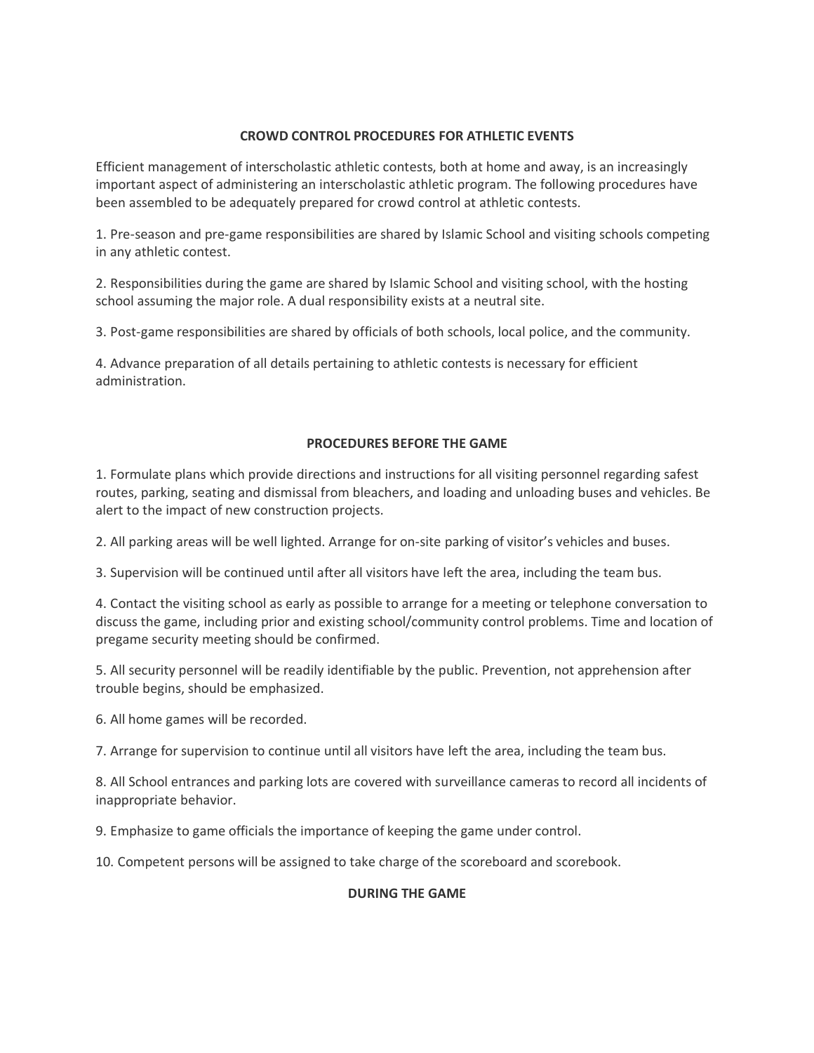## CROWD CONTROL PROCEDURES FOR ATHLETIC EVENTS

Efficient management of interscholastic athletic contests, both at home and away, is an increasingly important aspect of administering an interscholastic athletic program. The following procedures have been assembled to be adequately prepared for crowd control at athletic contests.

1. Pre-season and pre-game responsibilities are shared by Islamic School and visiting schools competing in any athletic contest.

2. Responsibilities during the game are shared by Islamic School and visiting school, with the hosting school assuming the major role. A dual responsibility exists at a neutral site.

3. Post-game responsibilities are shared by officials of both schools, local police, and the community.

4. Advance preparation of all details pertaining to athletic contests is necessary for efficient administration.

## PROCEDURES BEFORE THE GAME

1. Formulate plans which provide directions and instructions for all visiting personnel regarding safest routes, parking, seating and dismissal from bleachers, and loading and unloading buses and vehicles. Be alert to the impact of new construction projects.

2. All parking areas will be well lighted. Arrange for on-site parking of visitor's vehicles and buses.

3. Supervision will be continued until after all visitors have left the area, including the team bus.

4. Contact the visiting school as early as possible to arrange for a meeting or telephone conversation to discuss the game, including prior and existing school/community control problems. Time and location of pregame security meeting should be confirmed.

5. All security personnel will be readily identifiable by the public. Prevention, not apprehension after trouble begins, should be emphasized.

6. All home games will be recorded.

7. Arrange for supervision to continue until all visitors have left the area, including the team bus.

8. All School entrances and parking lots are covered with surveillance cameras to record all incidents of inappropriate behavior.

9. Emphasize to game officials the importance of keeping the game under control.

10. Competent persons will be assigned to take charge of the scoreboard and scorebook.

## DURING THE GAME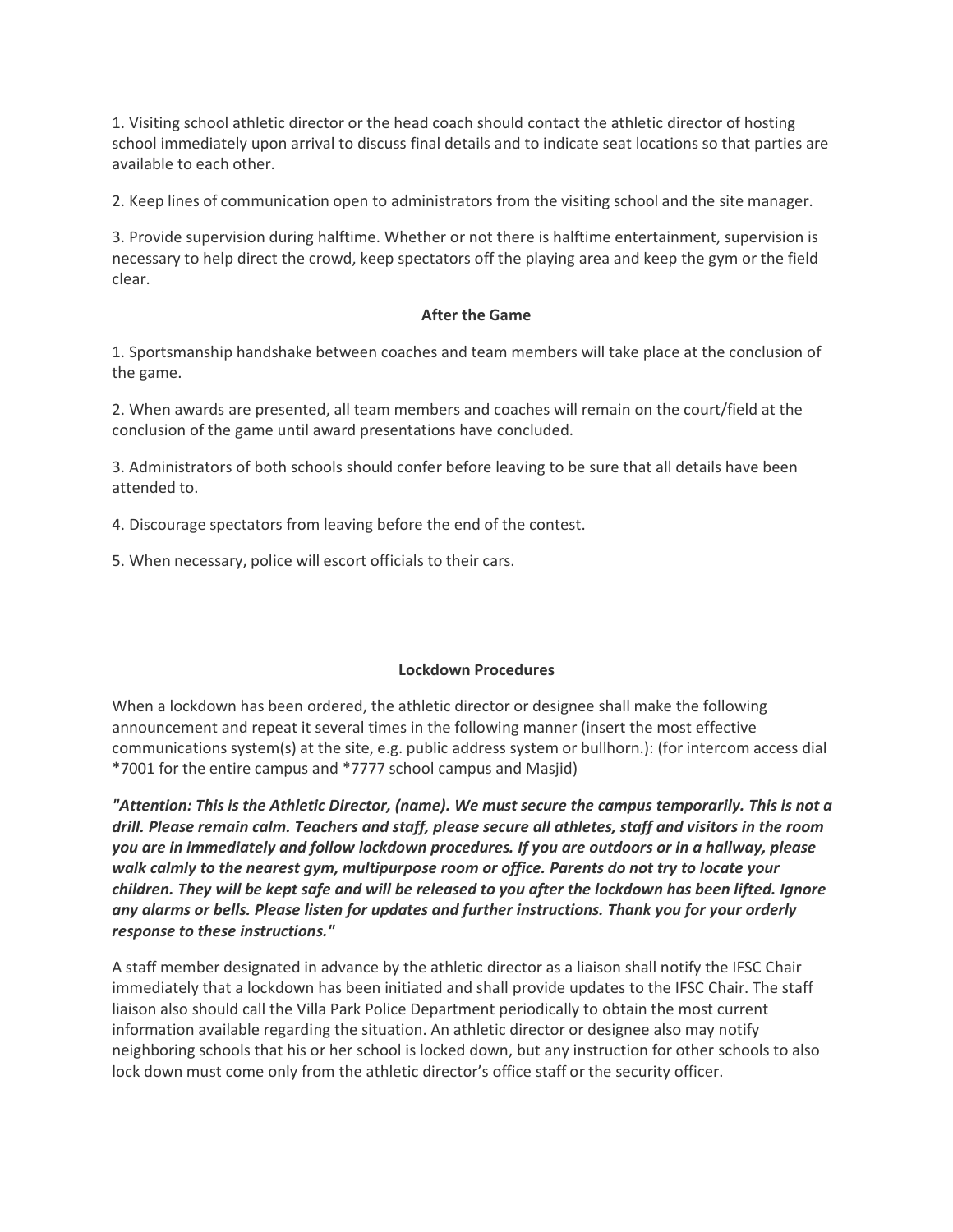1. Visiting school athletic director or the head coach should contact the athletic director of hosting school immediately upon arrival to discuss final details and to indicate seat locations so that parties are available to each other.

2. Keep lines of communication open to administrators from the visiting school and the site manager.

3. Provide supervision during halftime. Whether or not there is halftime entertainment, supervision is necessary to help direct the crowd, keep spectators off the playing area and keep the gym or the field clear.

### After the Game

1. Sportsmanship handshake between coaches and team members will take place at the conclusion of the game.

2. When awards are presented, all team members and coaches will remain on the court/field at the conclusion of the game until award presentations have concluded.

3. Administrators of both schools should confer before leaving to be sure that all details have been attended to.

4. Discourage spectators from leaving before the end of the contest.

5. When necessary, police will escort officials to their cars.

### Lockdown Procedures

When a lockdown has been ordered, the athletic director or designee shall make the following announcement and repeat it several times in the following manner (insert the most effective communications system(s) at the site, e.g. public address system or bullhorn.): (for intercom access dial *7001 for the entire campus and *7777 school campus and Masjid)

***"Attention: This is the Athletic Director, (name). We must secure the campus temporarily. This is not a drill. Please remain calm. Teachers and staff, please secure all athletes, staff and visitors in the room you are in immediately and follow lockdown procedures. If you are outdoors or in a hallway, please walk calmly to the nearest gym, multipurpose room or office. Parents do not try to locate your children. They will be kept safe and will be released to you after the lockdown has been lifted. Ignore any alarms or bells. Please listen for updates and further instructions. Thank you for your orderly response to these instructions."***

A staff member designated in advance by the athletic director as a liaison shall notify the IFSC Chair immediately that a lockdown has been initiated and shall provide updates to the IFSC Chair. The staff liaison also should call the Villa Park Police Department periodically to obtain the most current information available regarding the situation. An athletic director or designee also may notify neighboring schools that his or her school is locked down, but any instruction for other schools to also lock down must come only from the athletic director's office staff or the security officer.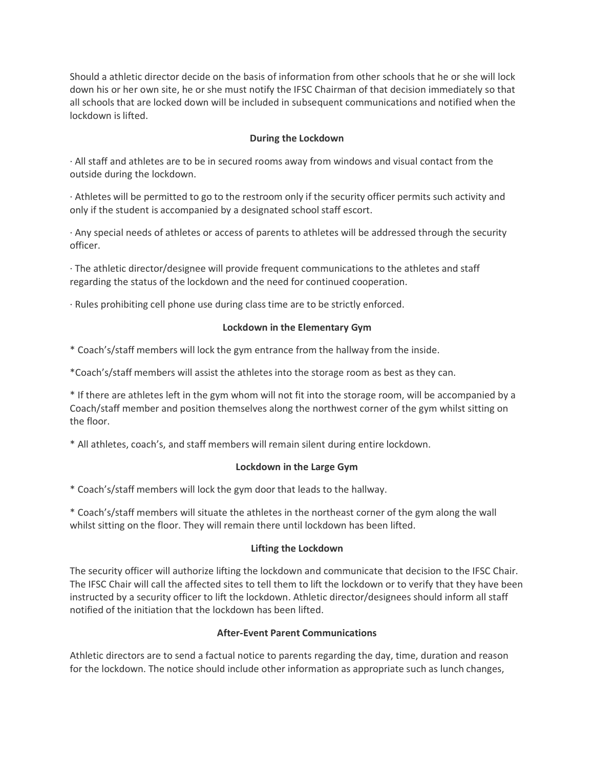Should a athletic director decide on the basis of information from other schools that he or she will lock down his or her own site, he or she must notify the IFSC Chairman of that decision immediately so that all schools that are locked down will be included in subsequent communications and notified when the lockdown is lifted.

**During the Lockdown**

· All staff and athletes are to be in secured rooms away from windows and visual contact from the outside during the lockdown.

· Athletes will be permitted to go to the restroom only if the security officer permits such activity and only if the student is accompanied by a designated school staff escort.

· Any special needs of athletes or access of parents to athletes will be addressed through the security officer.

· The athletic director/designee will provide frequent communications to the athletes and staff regarding the status of the lockdown and the need for continued cooperation.

· Rules prohibiting cell phone use during class time are to be strictly enforced.

**Lockdown in the Elementary Gym**

* Coach's/staff members will lock the gym entrance from the hallway from the inside.

*Coach's/staff members will assist the athletes into the storage room as best as they can.

* If there are athletes left in the gym whom will not fit into the storage room, will be accompanied by a Coach/staff member and position themselves along the northwest corner of the gym whilst sitting on the floor.

* All athletes, coach's, and staff members will remain silent during entire lockdown.

**Lockdown in the Large Gym**

* Coach's/staff members will lock the gym door that leads to the hallway.

* Coach's/staff members will situate the athletes in the northeast corner of the gym along the wall whilst sitting on the floor. They will remain there until lockdown has been lifted.

**Lifting the Lockdown**

The security officer will authorize lifting the lockdown and communicate that decision to the IFSC Chair. The IFSC Chair will call the affected sites to tell them to lift the lockdown or to verify that they have been instructed by a security officer to lift the lockdown. Athletic director/designees should inform all staff notified of the initiation that the lockdown has been lifted.

**After-Event Parent Communications**

Athletic directors are to send a factual notice to parents regarding the day, time, duration and reason for the lockdown. The notice should include other information as appropriate such as lunch changes,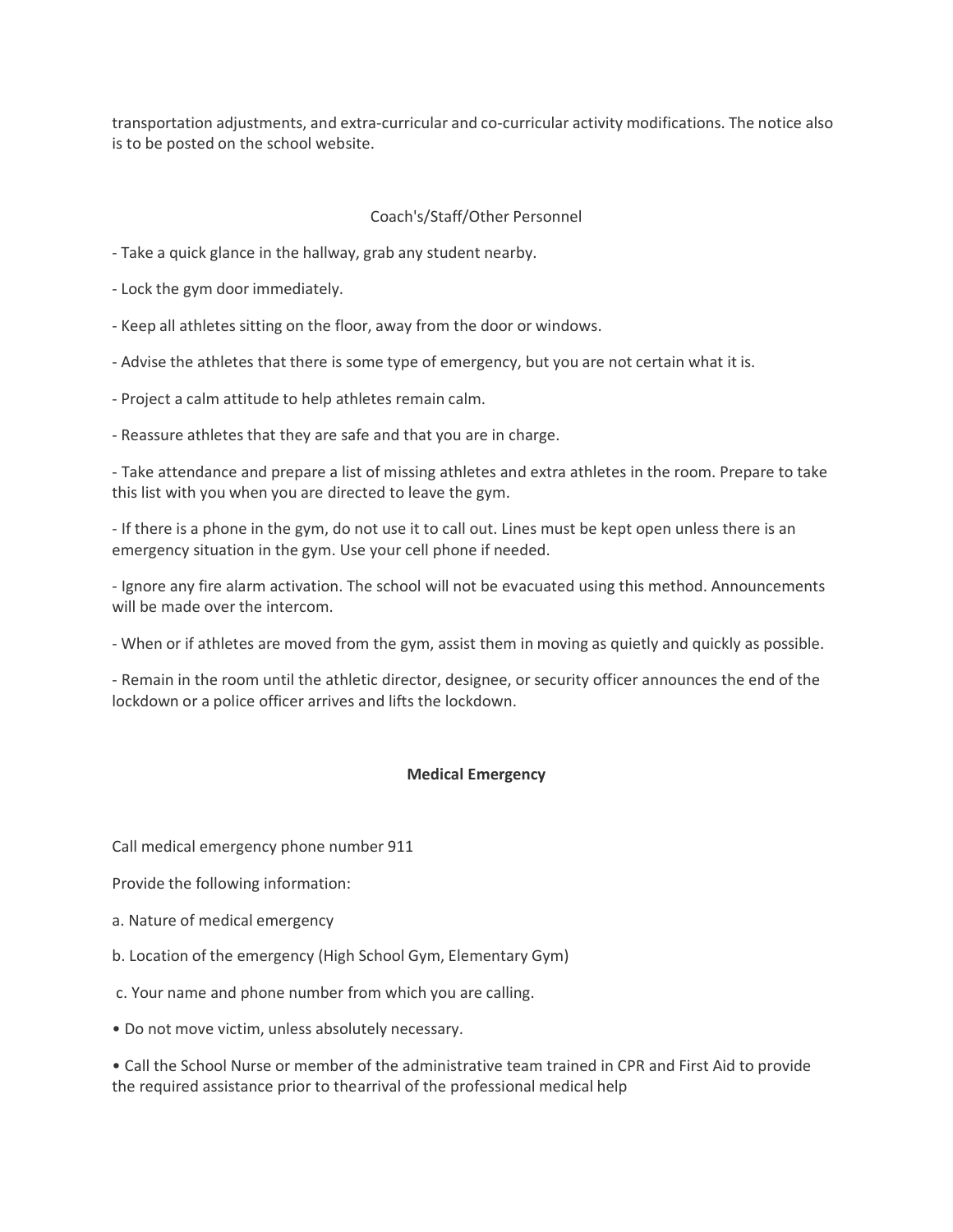transportation adjustments, and extra-curricular and co-curricular activity modifications. The notice also is to be posted on the school website.

Coach's/Staff/Other Personnel

- Take a quick glance in the hallway, grab any student nearby.

- Lock the gym door immediately.

- Keep all athletes sitting on the floor, away from the door or windows.

- Advise the athletes that there is some type of emergency, but you are not certain what it is.

- Project a calm attitude to help athletes remain calm.

- Reassure athletes that they are safe and that you are in charge.

- Take attendance and prepare a list of missing athletes and extra athletes in the room. Prepare to take this list with you when you are directed to leave the gym.

- If there is a phone in the gym, do not use it to call out. Lines must be kept open unless there is an emergency situation in the gym. Use your cell phone if needed.

- Ignore any fire alarm activation. The school will not be evacuated using this method. Announcements will be made over the intercom.

- When or if athletes are moved from the gym, assist them in moving as quietly and quickly as possible.

- Remain in the room until the athletic director, designee, or security officer announces the end of the lockdown or a police officer arrives and lifts the lockdown.

**Medical Emergency**

Call medical emergency phone number 911

Provide the following information:

a. Nature of medical emergency

b. Location of the emergency (High School Gym, Elementary Gym)

c. Your name and phone number from which you are calling.

• Do not move victim, unless absolutely necessary.

• Call the School Nurse or member of the administrative team trained in CPR and First Aid to provide the required assistance prior to thearrival of the professional medical help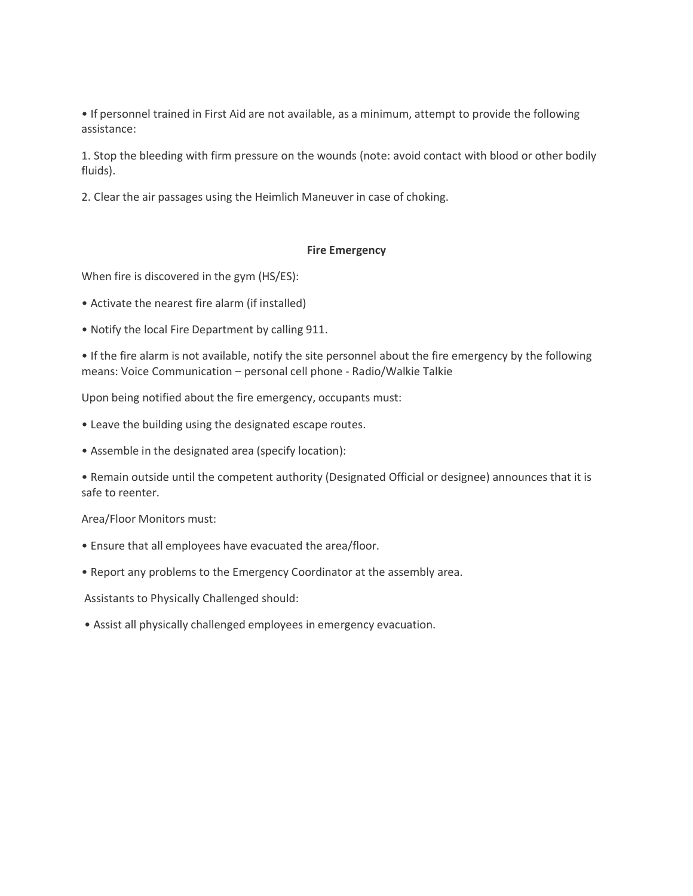- If personnel trained in First Aid are not available, as a minimum, attempt to provide the following assistance:

1. Stop the bleeding with firm pressure on the wounds (note: avoid contact with blood or other bodily fluids).

2. Clear the air passages using the Heimlich Maneuver in case of choking.

## Fire Emergency

When fire is discovered in the gym (HS/ES):

- Activate the nearest fire alarm (if installed)
- Notify the local Fire Department by calling 911.
- If the fire alarm is not available, notify the site personnel about the fire emergency by the following means: Voice Communication – personal cell phone - Radio/Walkie Talkie

Upon being notified about the fire emergency, occupants must:

- Leave the building using the designated escape routes.
- Assemble in the designated area (specify location):
- Remain outside until the competent authority (Designated Official or designee) announces that it is safe to reenter.

Area/Floor Monitors must:

- Ensure that all employees have evacuated the area/floor.
- Report any problems to the Emergency Coordinator at the assembly area.

Assistants to Physically Challenged should:

- Assist all physically challenged employees in emergency evacuation.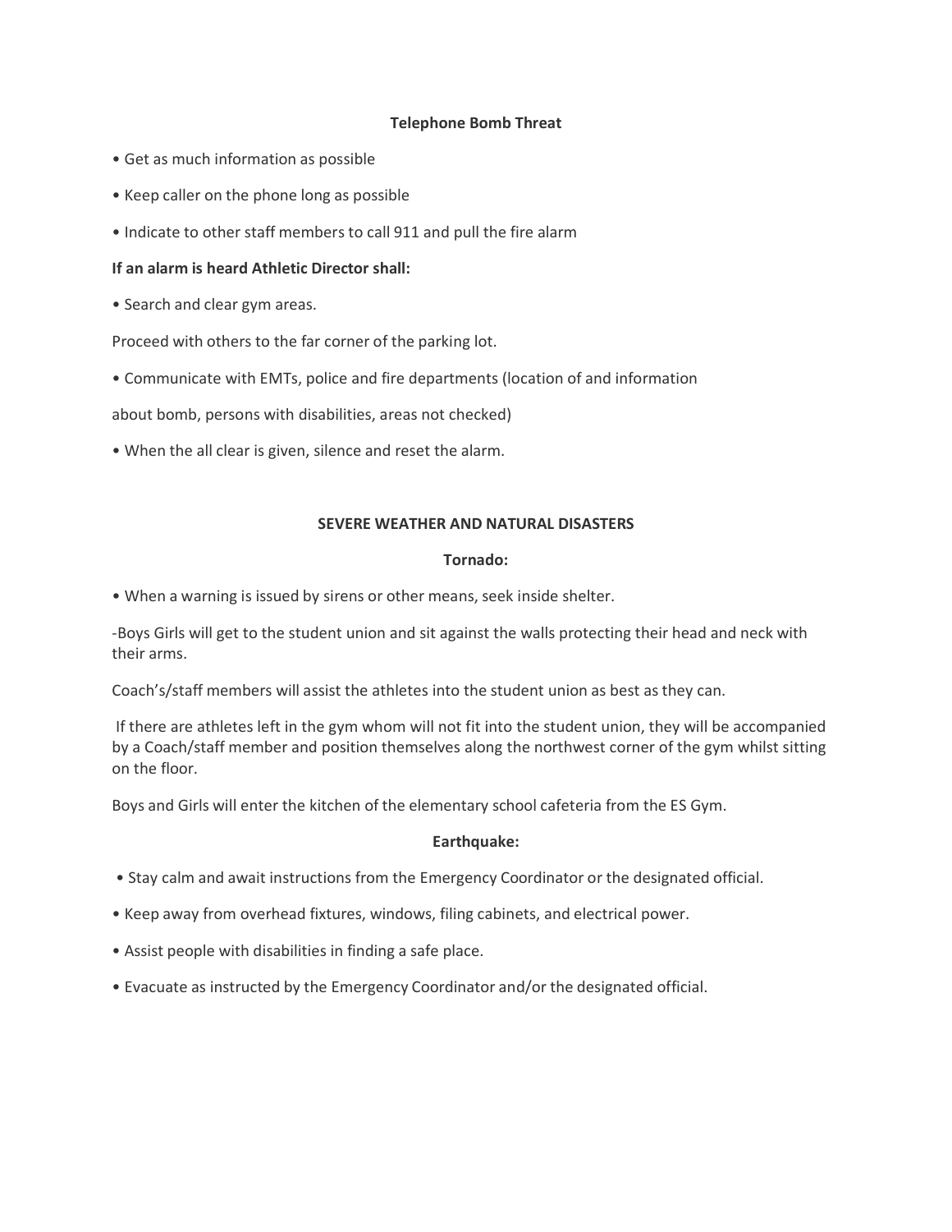**Telephone Bomb Threat**

- Get as much information as possible
- Keep caller on the phone long as possible
- Indicate to other staff members to call 911 and pull the fire alarm

**If an alarm is heard Athletic Director shall:**

- Search and clear gym areas.

Proceed with others to the far corner of the parking lot.

- Communicate with EMTs, police and fire departments (location of and information

about bomb, persons with disabilities, areas not checked)

- When the all clear is given, silence and reset the alarm.

**SEVERE WEATHER AND NATURAL DISASTERS**

**Tornado:**

- When a warning is issued by sirens or other means, seek inside shelter.

-Boys Girls will get to the student union and sit against the walls protecting their head and neck with their arms.

Coach's/staff members will assist the athletes into the student union as best as they can.

If there are athletes left in the gym whom will not fit into the student union, they will be accompanied by a Coach/staff member and position themselves along the northwest corner of the gym whilst sitting on the floor.

Boys and Girls will enter the kitchen of the elementary school cafeteria from the ES Gym.

**Earthquake:**

- Stay calm and await instructions from the Emergency Coordinator or the designated official.
- Keep away from overhead fixtures, windows, filing cabinets, and electrical power.
- Assist people with disabilities in finding a safe place.
- Evacuate as instructed by the Emergency Coordinator and/or the designated official.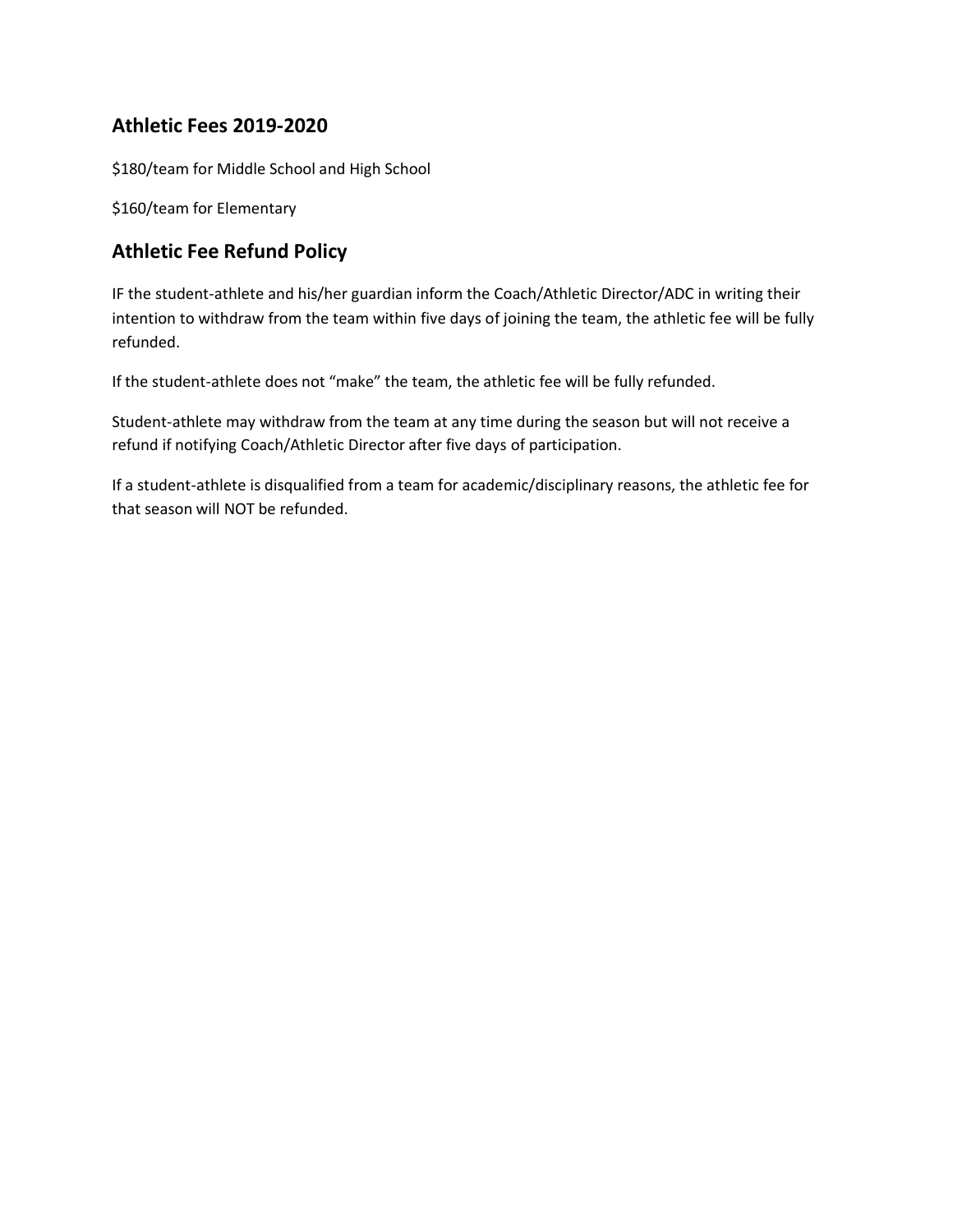## Athletic Fees 2019-2020

$180/team for Middle School and High School

$160/team for Elementary

## Athletic Fee Refund Policy

IF the student-athlete and his/her guardian inform the Coach/Athletic Director/ADC in writing their intention to withdraw from the team within five days of joining the team, the athletic fee will be fully refunded.

If the student-athlete does not "make" the team, the athletic fee will be fully refunded.

Student-athlete may withdraw from the team at any time during the season but will not receive a refund if notifying Coach/Athletic Director after five days of participation.

If a student-athlete is disqualified from a team for academic/disciplinary reasons, the athletic fee for that season will NOT be refunded.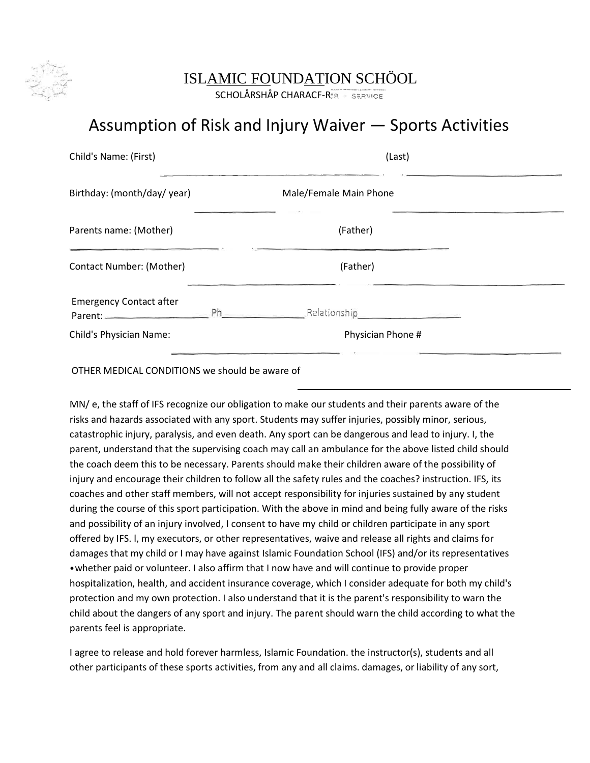# ISLAMIC FOUNDATION SCHÖOL

SCHOLÅRSHÅP CHARACF-RER · SERVICE

## Assumption of Risk and Injury Waiver — Sports Activities

Child's Name: (First) ______________________ (Last) ______________________

Birthday: (month/day/ year) ______________ Male/Female Main Phone ______________________

Parents name: (Mother) ______________________ (Father) ______________________

Contact Number: (Mother) ______________________ (Father) ______________________

Emergency Contact after Parent: ______________________ Ph______________ Relationship______________

Child's Physician Name: ______________________ Physician Phone # ______________________

OTHER MEDICAL CONDITIONS we should be aware of ______________________________

MN/ e, the staff of IFS recognize our obligation to make our students and their parents aware of the risks and hazards associated with any sport. Students may suffer injuries, possibly minor, serious, catastrophic injury, paralysis, and even death. Any sport can be dangerous and lead to injury. I, the parent, understand that the supervising coach may call an ambulance for the above listed child should the coach deem this to be necessary. Parents should make their children aware of the possibility of injury and encourage their children to follow all the safety rules and the coaches? instruction. IFS, its coaches and other staff members, will not accept responsibility for injuries sustained by any student during the course of this sport participation. With the above in mind and being fully aware of the risks and possibility of an injury involved, I consent to have my child or children participate in any sport offered by IFS. l, my executors, or other representatives, waive and release all rights and claims for damages that my child or I may have against Islamic Foundation School (IFS) and/or its representatives •whether paid or volunteer. I also affirm that I now have and will continue to provide proper hospitalization, health, and accident insurance coverage, which I consider adequate for both my child's protection and my own protection. I also understand that it is the parent's responsibility to warn the child about the dangers of any sport and injury. The parent should warn the child according to what the parents feel is appropriate.

I agree to release and hold forever harmless, Islamic Foundation. the instructor(s), students and all other participants of these sports activities, from any and all claims. damages, or liability of any sort,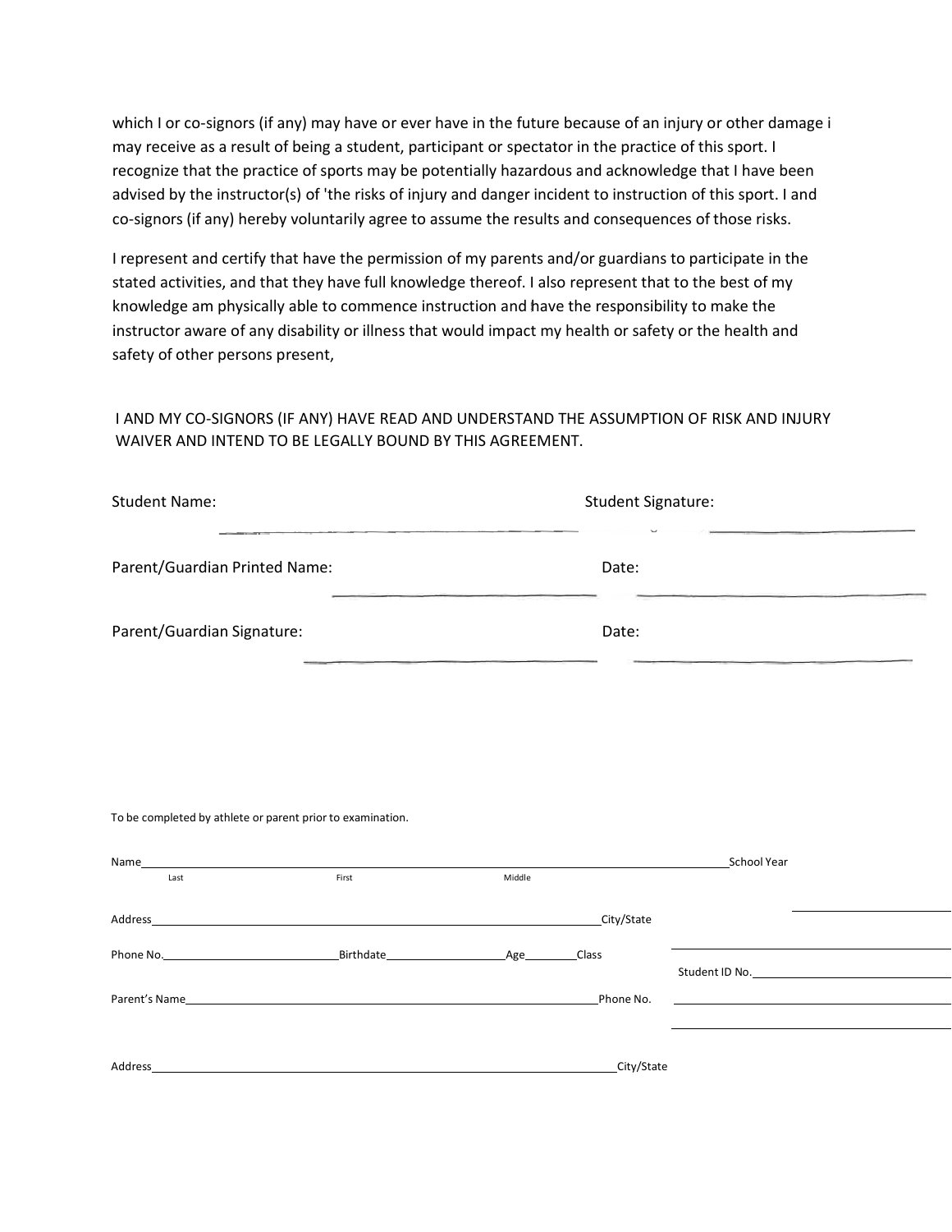which I or co-signors (if any) may have or ever have in the future because of an injury or other damage i may receive as a result of being a student, participant or spectator in the practice of this sport. I recognize that the practice of sports may be potentially hazardous and acknowledge that I have been advised by the instructor(s) of 'the risks of injury and danger incident to instruction of this sport. I and co-signors (if any) hereby voluntarily agree to assume the results and consequences of those risks.

I represent and certify that have the permission of my parents and/or guardians to participate in the stated activities, and that they have full knowledge thereof. I also represent that to the best of my knowledge am physically able to commence instruction and have the responsibility to make the instructor aware of any disability or illness that would impact my health or safety or the health and safety of other persons present,

I AND MY CO-SIGNORS (IF ANY) HAVE READ AND UNDERSTAND THE ASSUMPTION OF RISK AND INJURY WAIVER AND INTEND TO BE LEGALLY BOUND BY THIS AGREEMENT.

Student Name: ______________________________ Student Signature: ______________________

Parent/Guardian Printed Name: ______________________ Date: ______________________

Parent/Guardian Signature: ______________________ Date: ______________________

To be completed by athlete or parent prior to examination.

Name______________________________________________ School Year ______________
Last First Middle

Address______________________________________________ City/State ______________

Phone No.______________ Birthdate______________ Age________ Class ______________

Student ID No.______________

Parent's Name______________________________________________ Phone No. ______________

Address______________________________________________ City/State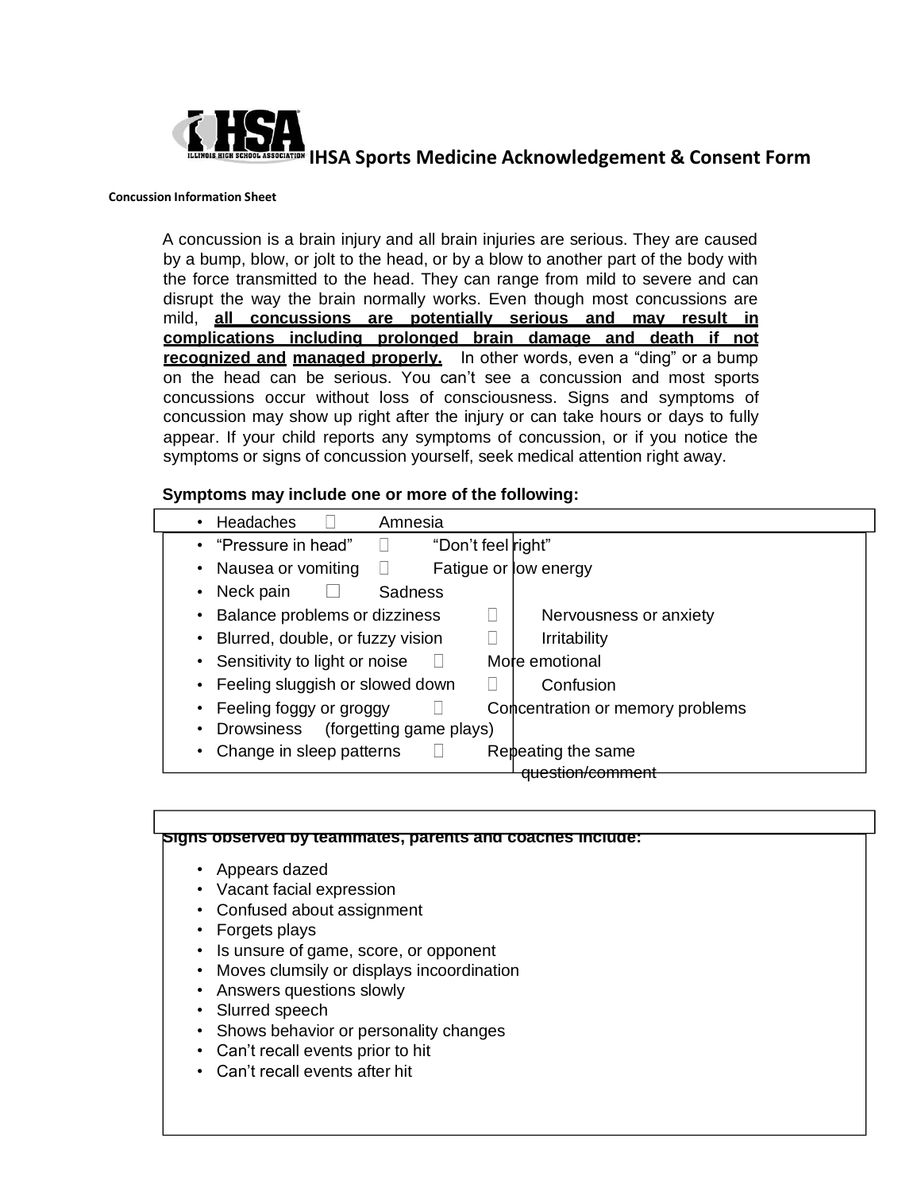# IHSA Sports Medicine Acknowledgement & Consent Form

**Concussion Information Sheet**

A concussion is a brain injury and all brain injuries are serious. They are caused by a bump, blow, or jolt to the head, or by a blow to another part of the body with the force transmitted to the head. They can range from mild to severe and can disrupt the way the brain normally works. Even though most concussions are mild, **all concussions are potentially serious and may result in complications including prolonged brain damage and death if not recognized and managed properly.** In other words, even a "ding" or a bump on the head can be serious. You can't see a concussion and most sports concussions occur without loss of consciousness. Signs and symptoms of concussion may show up right after the injury or can take hours or days to fully appear. If your child reports any symptoms of concussion, or if you notice the symptoms or signs of concussion yourself, seek medical attention right away.

**Symptoms may include one or more of the following:**

- Headaches
- "Pressure in head"
- Nausea or vomiting
- Neck pain
- Balance problems or dizziness
- Blurred, double, or fuzzy vision
- Sensitivity to light or noise
- Feeling sluggish or slowed down
- Feeling foggy or groggy
- Drowsiness
- Change in sleep patterns
- Amnesia
- "Don't feel right"
- Fatigue or low energy
- Sadness
- Nervousness or anxiety
- Irritability
- More emotional
- Confusion
- Concentration or memory problems (forgetting game plays)
- Repeating the same question/comment

**Signs observed by teammates, parents and coaches include:**

- Appears dazed
- Vacant facial expression
- Confused about assignment
- Forgets plays
- Is unsure of game, score, or opponent
- Moves clumsily or displays incoordination
- Answers questions slowly
- Slurred speech
- Shows behavior or personality changes
- Can't recall events prior to hit
- Can't recall events after hit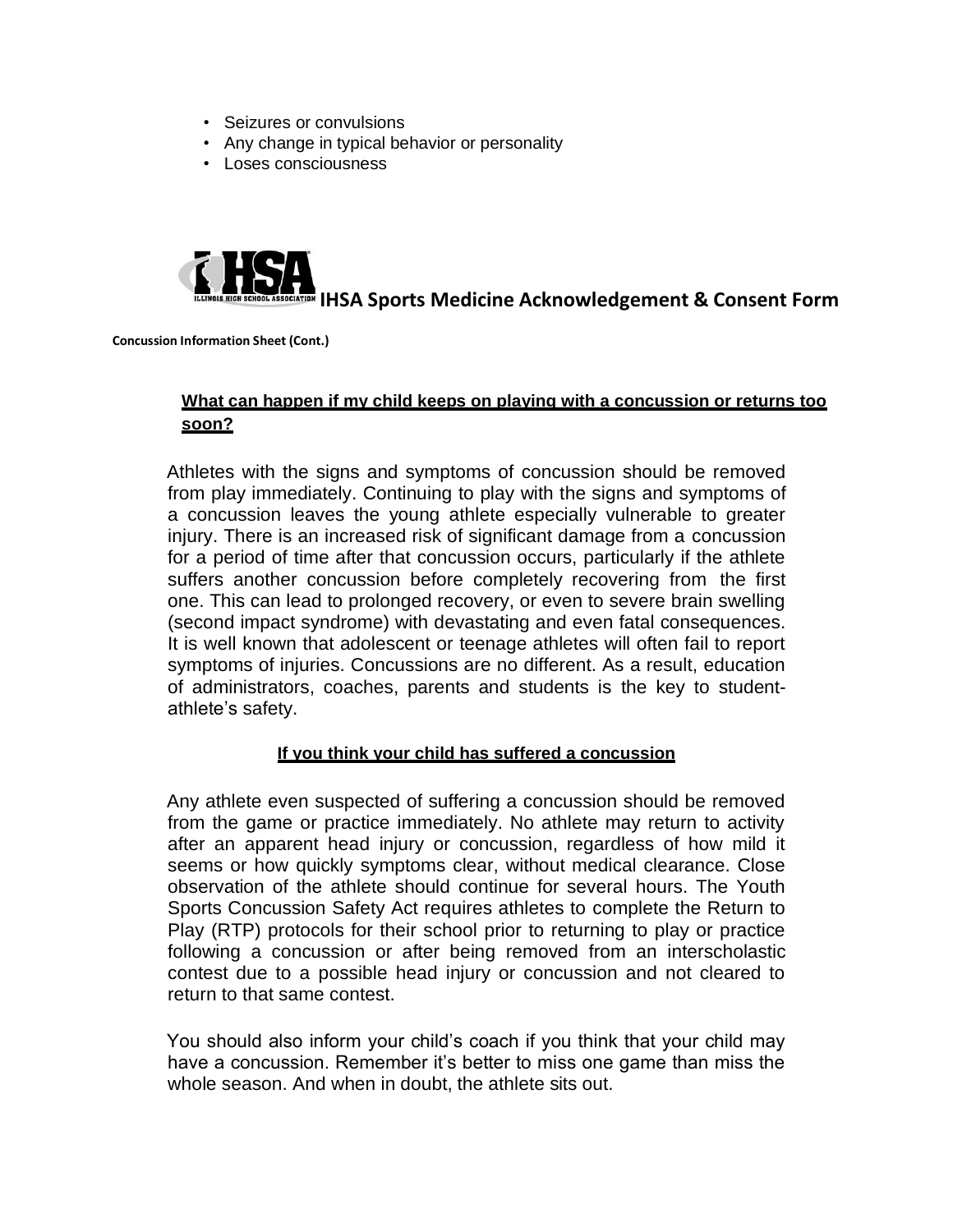- Seizures or convulsions
- Any change in typical behavior or personality
- Loses consciousness

## IHSA Sports Medicine Acknowledgement & Consent Form

**Concussion Information Sheet (Cont.)**

### What can happen if my child keeps on playing with a concussion or returns too soon?

Athletes with the signs and symptoms of concussion should be removed from play immediately. Continuing to play with the signs and symptoms of a concussion leaves the young athlete especially vulnerable to greater injury. There is an increased risk of significant damage from a concussion for a period of time after that concussion occurs, particularly if the athlete suffers another concussion before completely recovering from the first one. This can lead to prolonged recovery, or even to severe brain swelling (second impact syndrome) with devastating and even fatal consequences. It is well known that adolescent or teenage athletes will often fail to report symptoms of injuries. Concussions are no different. As a result, education of administrators, coaches, parents and students is the key to student-athlete's safety.

### If you think your child has suffered a concussion

Any athlete even suspected of suffering a concussion should be removed from the game or practice immediately. No athlete may return to activity after an apparent head injury or concussion, regardless of how mild it seems or how quickly symptoms clear, without medical clearance. Close observation of the athlete should continue for several hours. The Youth Sports Concussion Safety Act requires athletes to complete the Return to Play (RTP) protocols for their school prior to returning to play or practice following a concussion or after being removed from an interscholastic contest due to a possible head injury or concussion and not cleared to return to that same contest.

You should also inform your child's coach if you think that your child may have a concussion. Remember it's better to miss one game than miss the whole season. And when in doubt, the athlete sits out.